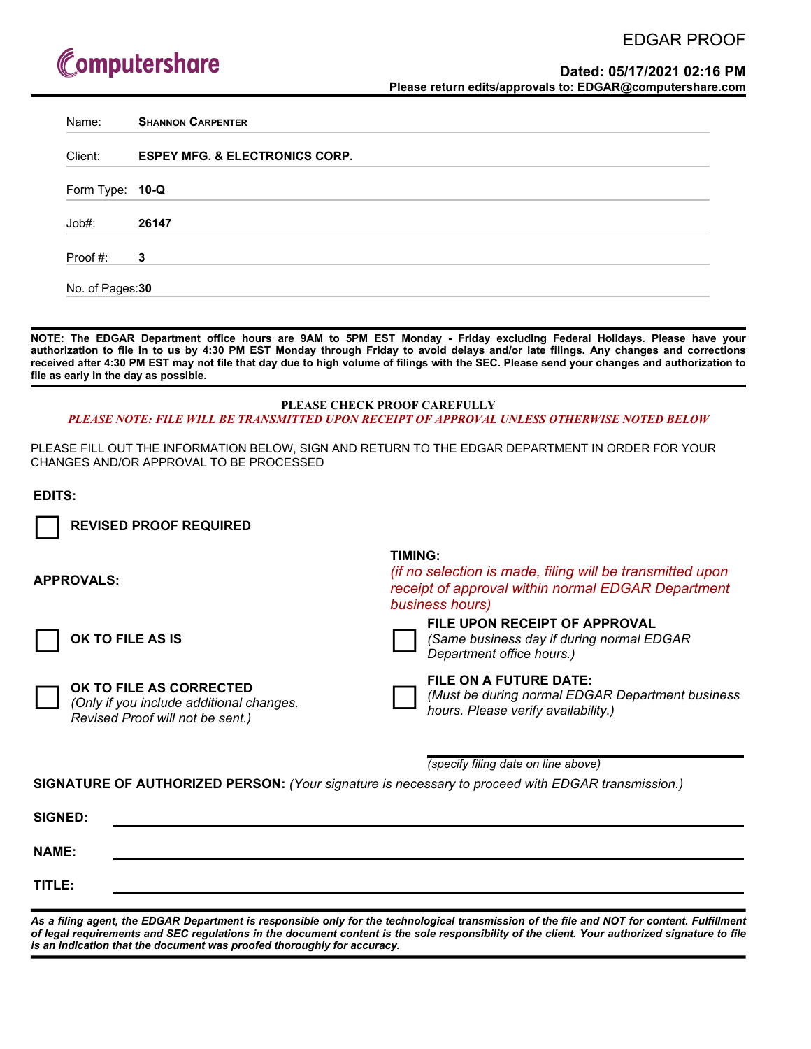Computershare

EDGAR PROOF

**Dated: 05/17/2021 02:16 PM**

**Please return edits/approvals to: EDGAR@computershare.com**

| | |
|---|---|
| Name: | **SHANNON CARPENTER** |
| Client: | **ESPEY MFG. & ELECTRONICS CORP.** |
| Form Type: | **10-Q** |
| Job#: | **26147** |
| Proof #: | **3** |
| No. of Pages: | **30** |

**NOTE: The EDGAR Department office hours are 9AM to 5PM EST Monday - Friday excluding Federal Holidays. Please have your authorization to file in to us by 4:30 PM EST Monday through Friday to avoid delays and/or late filings. Any changes and corrections received after 4:30 PM EST may not file that day due to high volume of filings with the SEC. Please send your changes and authorization to file as early in the day as possible.**

**PLEASE CHECK PROOF CAREFULLY**

***PLEASE NOTE: FILE WILL BE TRANSMITTED UPON RECEIPT OF APPROVAL UNLESS OTHERWISE NOTED BELOW***

PLEASE FILL OUT THE INFORMATION BELOW, SIGN AND RETURN TO THE EDGAR DEPARTMENT IN ORDER FOR YOUR CHANGES AND/OR APPROVAL TO BE PROCESSED

**EDITS:**

☐ **REVISED PROOF REQUIRED**

**APPROVALS:**

☐ **OK TO FILE AS IS**

☐ **OK TO FILE AS CORRECTED**
*(Only if you include additional changes. Revised Proof will not be sent.)*

**TIMING:**
*(if no selection is made, filing will be transmitted upon receipt of approval within normal EDGAR Department business hours)*

☐ **FILE UPON RECEIPT OF APPROVAL**
*(Same business day if during normal EDGAR Department office hours.)*

☐ **FILE ON A FUTURE DATE:**
*(Must be during normal EDGAR Department business hours. Please verify availability.)*

______________________________
*(specify filing date on line above)*

**SIGNATURE OF AUTHORIZED PERSON:** *(Your signature is necessary to proceed with EDGAR transmission.)*

**SIGNED:** ______________________________

**NAME:** ______________________________

**TITLE:** ______________________________

***As a filing agent, the EDGAR Department is responsible only for the technological transmission of the file and NOT for content. Fulfillment of legal requirements and SEC regulations in the document content is the sole responsibility of the client. Your authorized signature to file is an indication that the document was proofed thoroughly for accuracy.***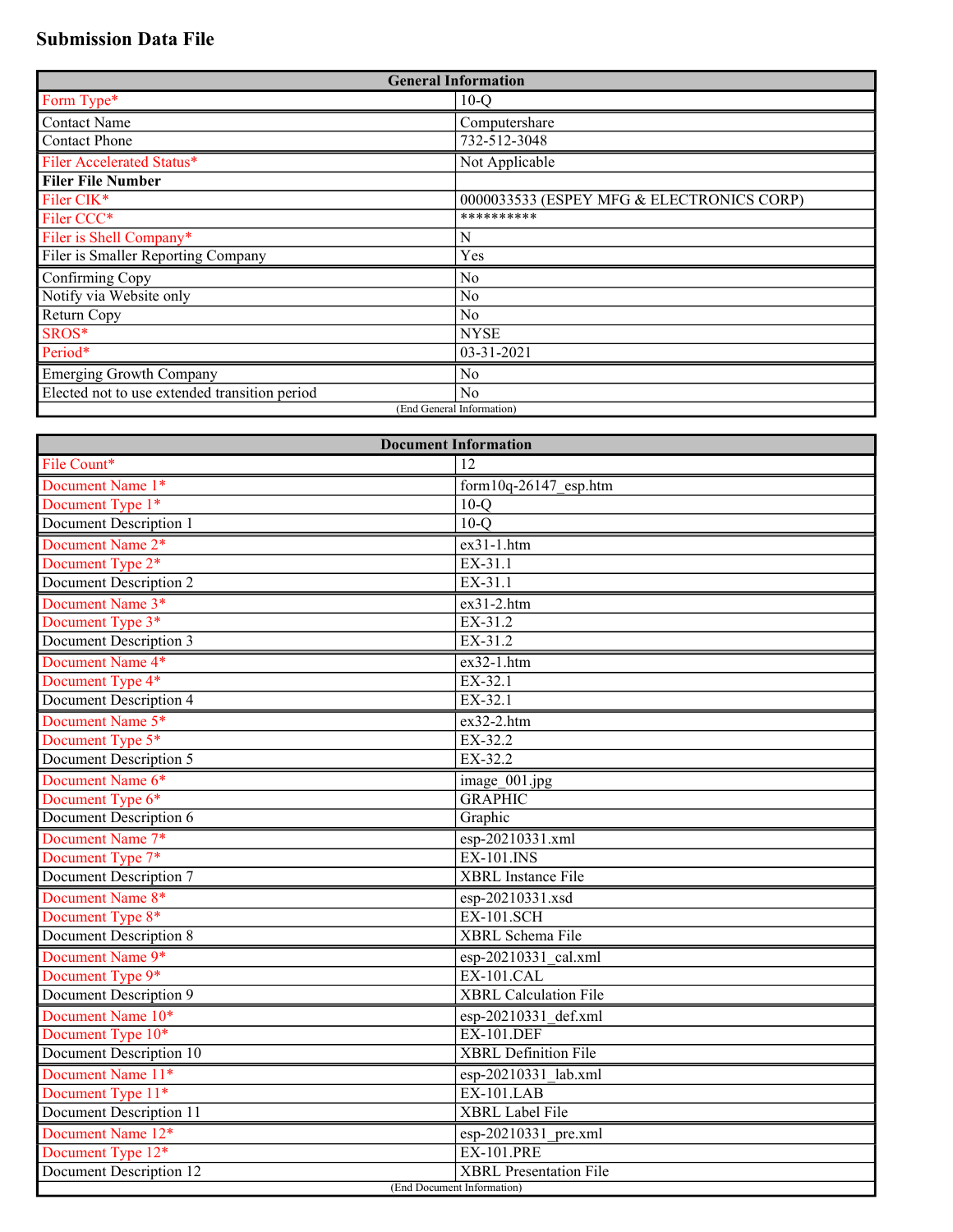# Submission Data File

| General Information | |
|---|---|
| Form Type* | 10-Q |
| Contact Name | Computershare |
| Contact Phone | 732-512-3048 |
| Filer Accelerated Status* | Not Applicable |
| **Filer File Number** | |
| Filer CIK* | 0000033533 (ESPEY MFG & ELECTRONICS CORP) |
| Filer CCC* | ********** |
| Filer is Shell Company* | N |
| Filer is Smaller Reporting Company | Yes |
| Confirming Copy | No |
| Notify via Website only | No |
| Return Copy | No |
| SROS* | NYSE |
| Period* | 03-31-2021 |
| Emerging Growth Company | No |
| Elected not to use extended transition period | No |
| (End General Information) | |

| Document Information | |
|---|---|
| File Count* | 12 |
| Document Name 1* | form10q-26147_esp.htm |
| Document Type 1* | 10-Q |
| Document Description 1 | 10-Q |
| Document Name 2* | ex31-1.htm |
| Document Type 2* | EX-31.1 |
| Document Description 2 | EX-31.1 |
| Document Name 3* | ex31-2.htm |
| Document Type 3* | EX-31.2 |
| Document Description 3 | EX-31.2 |
| Document Name 4* | ex32-1.htm |
| Document Type 4* | EX-32.1 |
| Document Description 4 | EX-32.1 |
| Document Name 5* | ex32-2.htm |
| Document Type 5* | EX-32.2 |
| Document Description 5 | EX-32.2 |
| Document Name 6* | image_001.jpg |
| Document Type 6* | GRAPHIC |
| Document Description 6 | Graphic |
| Document Name 7* | esp-20210331.xml |
| Document Type 7* | EX-101.INS |
| Document Description 7 | XBRL Instance File |
| Document Name 8* | esp-20210331.xsd |
| Document Type 8* | EX-101.SCH |
| Document Description 8 | XBRL Schema File |
| Document Name 9* | esp-20210331_cal.xml |
| Document Type 9* | EX-101.CAL |
| Document Description 9 | XBRL Calculation File |
| Document Name 10* | esp-20210331_def.xml |
| Document Type 10* | EX-101.DEF |
| Document Description 10 | XBRL Definition File |
| Document Name 11* | esp-20210331_lab.xml |
| Document Type 11* | EX-101.LAB |
| Document Description 11 | XBRL Label File |
| Document Name 12* | esp-20210331_pre.xml |
| Document Type 12* | EX-101.PRE |
| Document Description 12 | XBRL Presentation File |
| (End Document Information) | |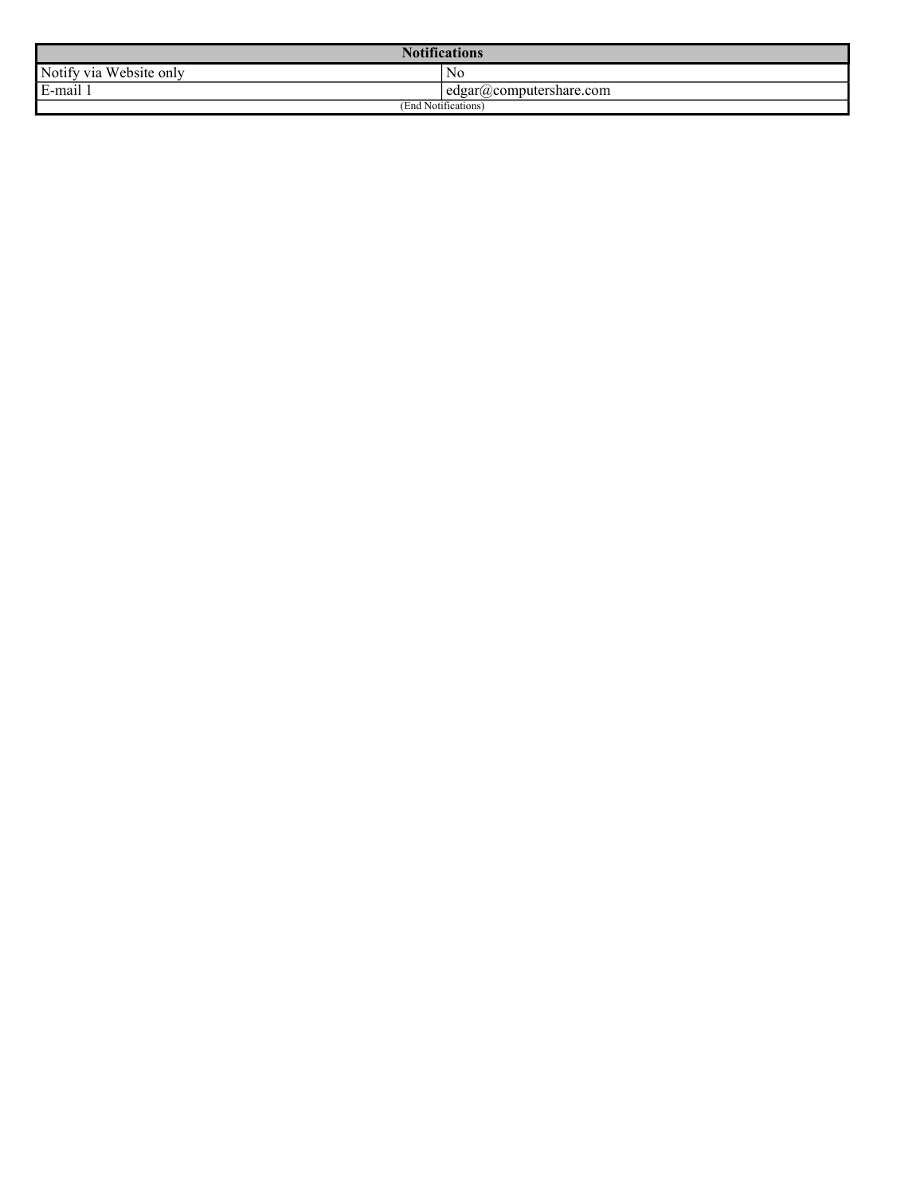| Notifications | |
|---|---|
| Notify via Website only | No |
| E-mail 1 | edgar@computershare.com |
| (End Notifications) | |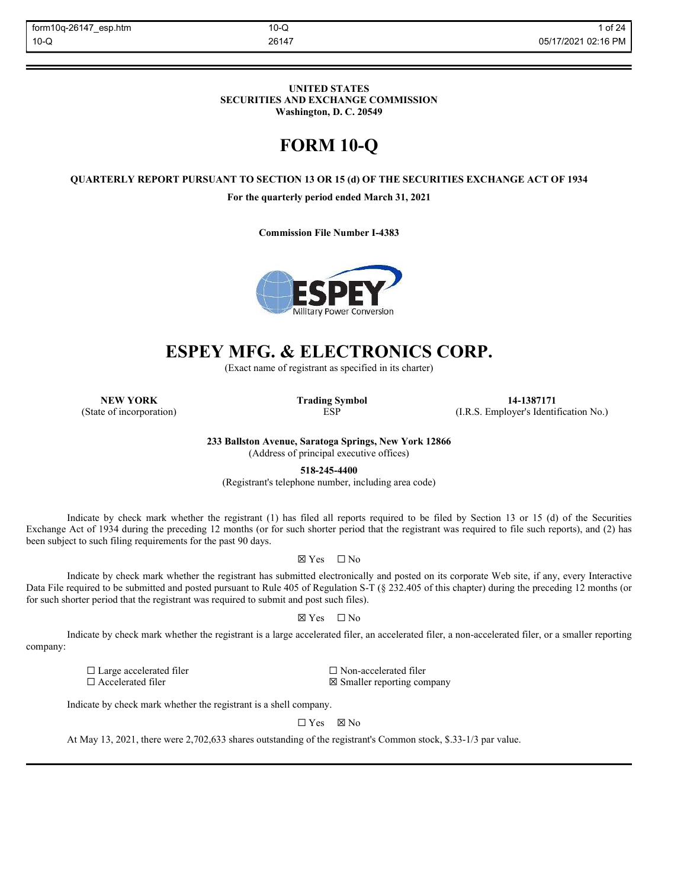**UNITED STATES**
**SECURITIES AND EXCHANGE COMMISSION**
**Washington, D. C. 20549**

# FORM 10-Q

**QUARTERLY REPORT PURSUANT TO SECTION 13 OR 15 (d) OF THE SECURITIES EXCHANGE ACT OF 1934**

**For the quarterly period ended March 31, 2021**

**Commission File Number I-4383**

# ESPEY MFG. & ELECTRONICS CORP.

(Exact name of registrant as specified in its charter)

| **NEW YORK** | **Trading Symbol** | **14-1387171** |
|---|---|---|
| (State of incorporation) | ESP | (I.R.S. Employer's Identification No.) |

**233 Ballston Avenue, Saratoga Springs, New York 12866**
(Address of principal executive offices)

**518-245-4400**
(Registrant's telephone number, including area code)

Indicate by check mark whether the registrant (1) has filed all reports required to be filed by Section 13 or 15 (d) of the Securities Exchange Act of 1934 during the preceding 12 months (or for such shorter period that the registrant was required to file such reports), and (2) has been subject to such filing requirements for the past 90 days.

☒ Yes ☐ No

Indicate by check mark whether the registrant has submitted electronically and posted on its corporate Web site, if any, every Interactive Data File required to be submitted and posted pursuant to Rule 405 of Regulation S-T (§ 232.405 of this chapter) during the preceding 12 months (or for such shorter period that the registrant was required to submit and post such files).

☒ Yes ☐ No

Indicate by check mark whether the registrant is a large accelerated filer, an accelerated filer, a non-accelerated filer, or a smaller reporting company:

| | |
|---|---|
| ☐ Large accelerated filer | ☐ Non-accelerated filer |
| ☐ Accelerated filer | ☒ Smaller reporting company |

Indicate by check mark whether the registrant is a shell company.

☐ Yes ☒ No

At May 13, 2021, there were 2,702,633 shares outstanding of the registrant's Common stock, $.33-1/3 par value.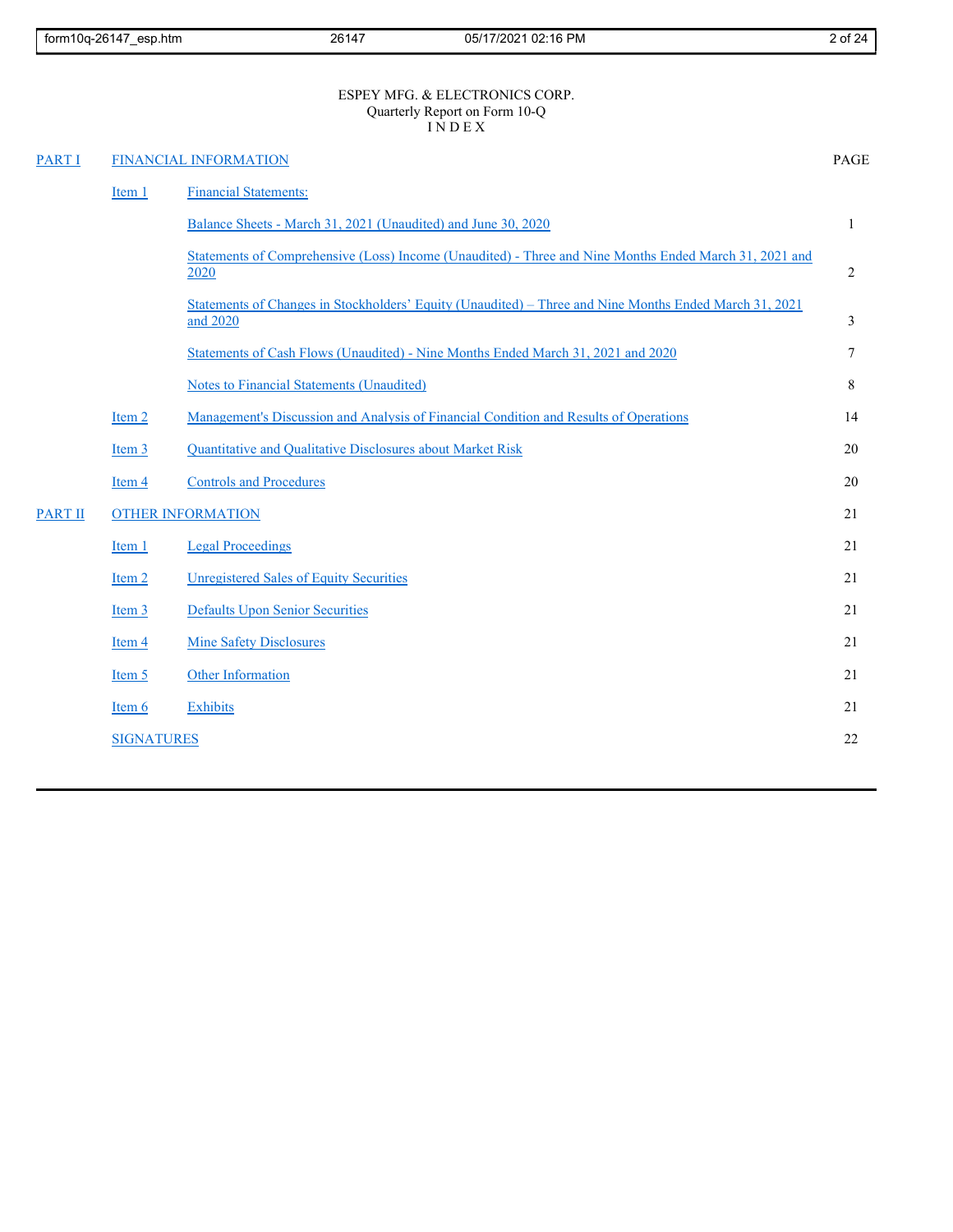ESPEY MFG. & ELECTRONICS CORP.
Quarterly Report on Form 10-Q
I N D E X

| | | | PAGE |
|---|---|---|---|
| PART I | FINANCIAL INFORMATION | | |
| | Item 1 | Financial Statements: | |
| | | Balance Sheets - March 31, 2021 (Unaudited) and June 30, 2020 | 1 |
| | | Statements of Comprehensive (Loss) Income (Unaudited) - Three and Nine Months Ended March 31, 2021 and 2020 | 2 |
| | | Statements of Changes in Stockholders' Equity (Unaudited) – Three and Nine Months Ended March 31, 2021 and 2020 | 3 |
| | | Statements of Cash Flows (Unaudited) - Nine Months Ended March 31, 2021 and 2020 | 7 |
| | | Notes to Financial Statements (Unaudited) | 8 |
| | Item 2 | Management's Discussion and Analysis of Financial Condition and Results of Operations | 14 |
| | Item 3 | Quantitative and Qualitative Disclosures about Market Risk | 20 |
| | Item 4 | Controls and Procedures | 20 |
| PART II | OTHER INFORMATION | | 21 |
| | Item 1 | Legal Proceedings | 21 |
| | Item 2 | Unregistered Sales of Equity Securities | 21 |
| | Item 3 | Defaults Upon Senior Securities | 21 |
| | Item 4 | Mine Safety Disclosures | 21 |
| | Item 5 | Other Information | 21 |
| | Item 6 | Exhibits | 21 |
| | SIGNATURES | | 22 |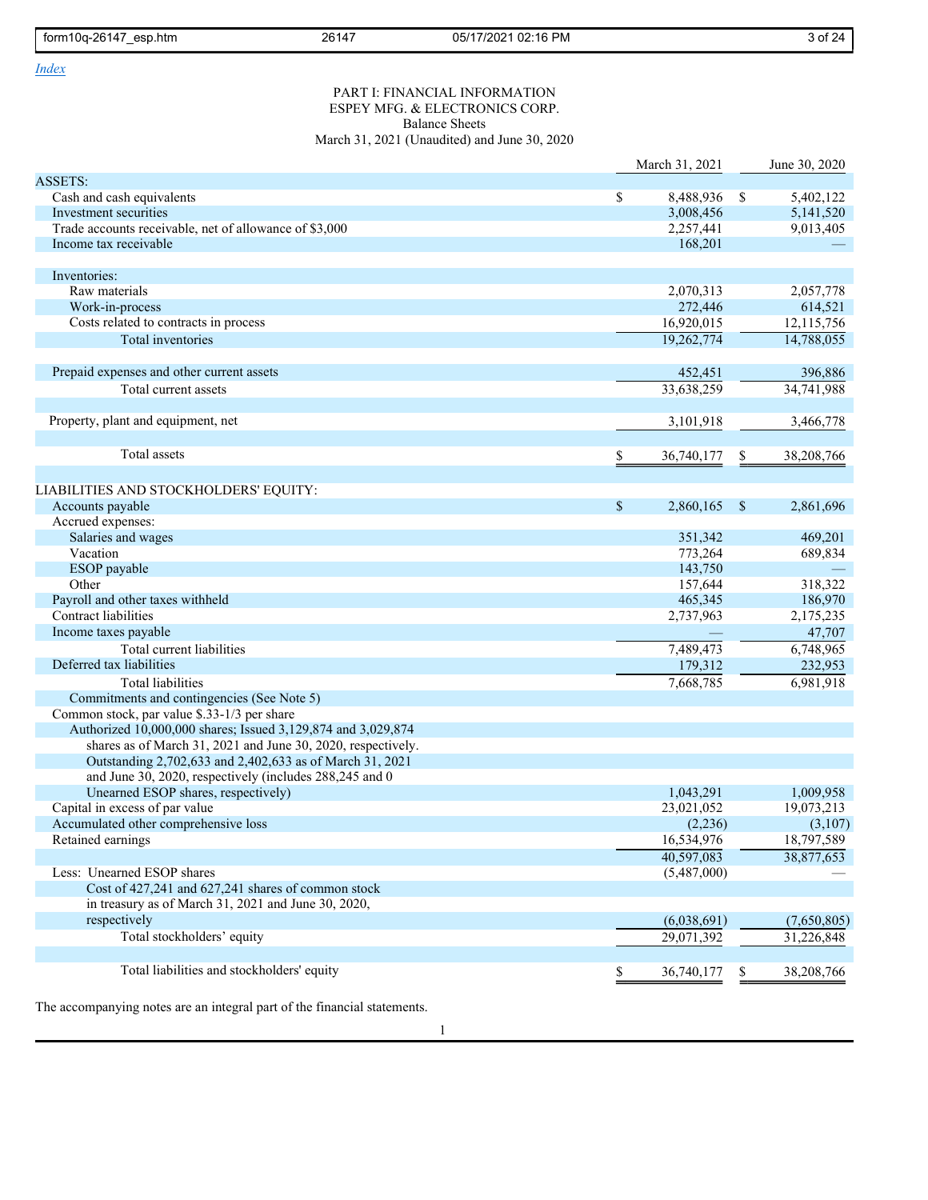Index

PART I: FINANCIAL INFORMATION
ESPEY MFG. & ELECTRONICS CORP.
Balance Sheets
March 31, 2021 (Unaudited) and June 30, 2020

| | March 31, 2021 | June 30, 2020 |
|---|---|---|
| ASSETS: | | |
| Cash and cash equivalents | $ 8,488,936 | $ 5,402,122 |
| Investment securities | 3,008,456 | 5,141,520 |
| Trade accounts receivable, net of allowance of $3,000 | 2,257,441 | 9,013,405 |
| Income tax receivable | 168,201 | — |
| | | |
| Inventories: | | |
| Raw materials | 2,070,313 | 2,057,778 |
| Work-in-process | 272,446 | 614,521 |
| Costs related to contracts in process | 16,920,015 | 12,115,756 |
| Total inventories | 19,262,774 | 14,788,055 |
| | | |
| Prepaid expenses and other current assets | 452,451 | 396,886 |
| Total current assets | 33,638,259 | 34,741,988 |
| | | |
| Property, plant and equipment, net | 3,101,918 | 3,466,778 |
| | | |
| Total assets | $ 36,740,177 | $ 38,208,766 |
| | | |
| LIABILITIES AND STOCKHOLDERS' EQUITY: | | |
| Accounts payable | $ 2,860,165 | $ 2,861,696 |
| Accrued expenses: | | |
| Salaries and wages | 351,342 | 469,201 |
| Vacation | 773,264 | 689,834 |
| ESOP payable | 143,750 | — |
| Other | 157,644 | 318,322 |
| Payroll and other taxes withheld | 465,345 | 186,970 |
| Contract liabilities | 2,737,963 | 2,175,235 |
| Income taxes payable | — | 47,707 |
| Total current liabilities | 7,489,473 | 6,748,965 |
| Deferred tax liabilities | 179,312 | 232,953 |
| Total liabilities | 7,668,785 | 6,981,918 |
| Commitments and contingencies (See Note 5) | | |
| Common stock, par value $.33-1/3 per share Authorized 10,000,000 shares; Issued 3,129,874 and 3,029,874 shares as of March 31, 2021 and June 30, 2020, respectively. Outstanding 2,702,633 and 2,402,633 as of March 31, 2021 and June 30, 2020, respectively (includes 288,245 and 0 Unearned ESOP shares, respectively) | 1,043,291 | 1,009,958 |
| Capital in excess of par value | 23,021,052 | 19,073,213 |
| Accumulated other comprehensive loss | (2,236) | (3,107) |
| Retained earnings | 16,534,976 | 18,797,589 |
| | 40,597,083 | 38,877,653 |
| Less: Unearned ESOP shares | (5,487,000) | — |
| Cost of 427,241 and 627,241 shares of common stock in treasury as of March 31, 2021 and June 30, 2020, respectively | (6,038,691) | (7,650,805) |
| Total stockholders' equity | 29,071,392 | 31,226,848 |
| | | |
| Total liabilities and stockholders' equity | $ 36,740,177 | $ 38,208,766 |

The accompanying notes are an integral part of the financial statements.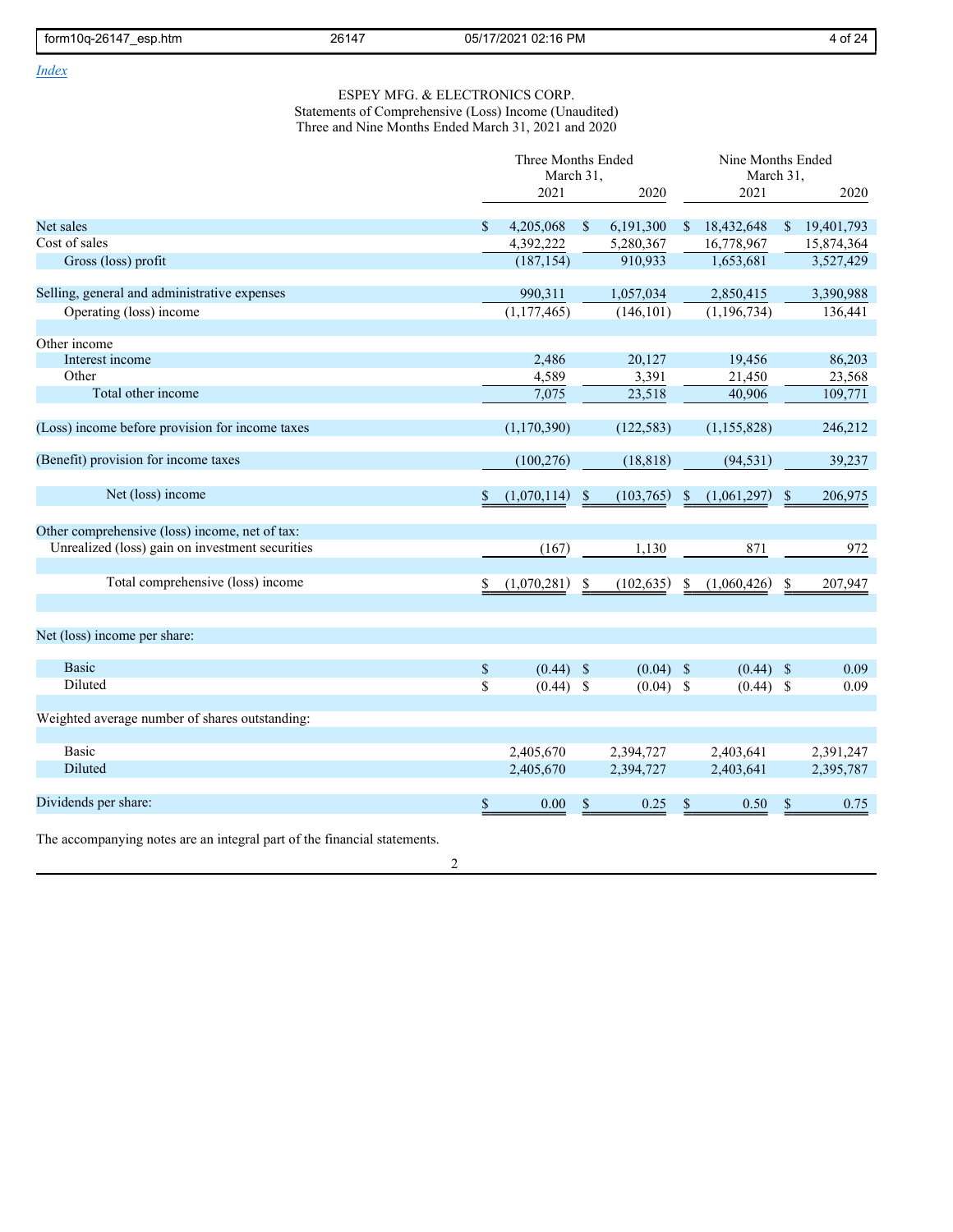[Index](#)

ESPEY MFG. & ELECTRONICS CORP.
Statements of Comprehensive (Loss) Income (Unaudited)
Three and Nine Months Ended March 31, 2021 and 2020

| | Three Months Ended March 31, | | Nine Months Ended March 31, | |
|---|---|---|---|---|
| | 2021 | 2020 | 2021 | 2020 |
| Net sales | $ 4,205,068 | $ 6,191,300 | $ 18,432,648 | $ 19,401,793 |
| Cost of sales | 4,392,222 | 5,280,367 | 16,778,967 | 15,874,364 |
| Gross (loss) profit | (187,154) | 910,933 | 1,653,681 | 3,527,429 |
| | | | | |
| Selling, general and administrative expenses | 990,311 | 1,057,034 | 2,850,415 | 3,390,988 |
| Operating (loss) income | (1,177,465) | (146,101) | (1,196,734) | 136,441 |
| | | | | |
| Other income | | | | |
| Interest income | 2,486 | 20,127 | 19,456 | 86,203 |
| Other | 4,589 | 3,391 | 21,450 | 23,568 |
| Total other income | 7,075 | 23,518 | 40,906 | 109,771 |
| | | | | |
| (Loss) income before provision for income taxes | (1,170,390) | (122,583) | (1,155,828) | 246,212 |
| | | | | |
| (Benefit) provision for income taxes | (100,276) | (18,818) | (94,531) | 39,237 |
| | | | | |
| Net (loss) income | $ (1,070,114) | $ (103,765) | $ (1,061,297) | $ 206,975 |
| | | | | |
| Other comprehensive (loss) income, net of tax: | | | | |
| Unrealized (loss) gain on investment securities | (167) | 1,130 | 871 | 972 |
| | | | | |
| Total comprehensive (loss) income | $ (1,070,281) | $ (102,635) | $ (1,060,426) | $ 207,947 |
| | | | | |
| Net (loss) income per share: | | | | |
| Basic | $ (0.44) | $ (0.04) | $ (0.44) | $ 0.09 |
| Diluted | $ (0.44) | $ (0.04) | $ (0.44) | $ 0.09 |
| | | | | |
| Weighted average number of shares outstanding: | | | | |
| Basic | 2,405,670 | 2,394,727 | 2,403,641 | 2,391,247 |
| Diluted | 2,405,670 | 2,394,727 | 2,403,641 | 2,395,787 |
| | | | | |
| Dividends per share: | $ 0.00 | $ 0.25 | $ 0.50 | $ 0.75 |

The accompanying notes are an integral part of the financial statements.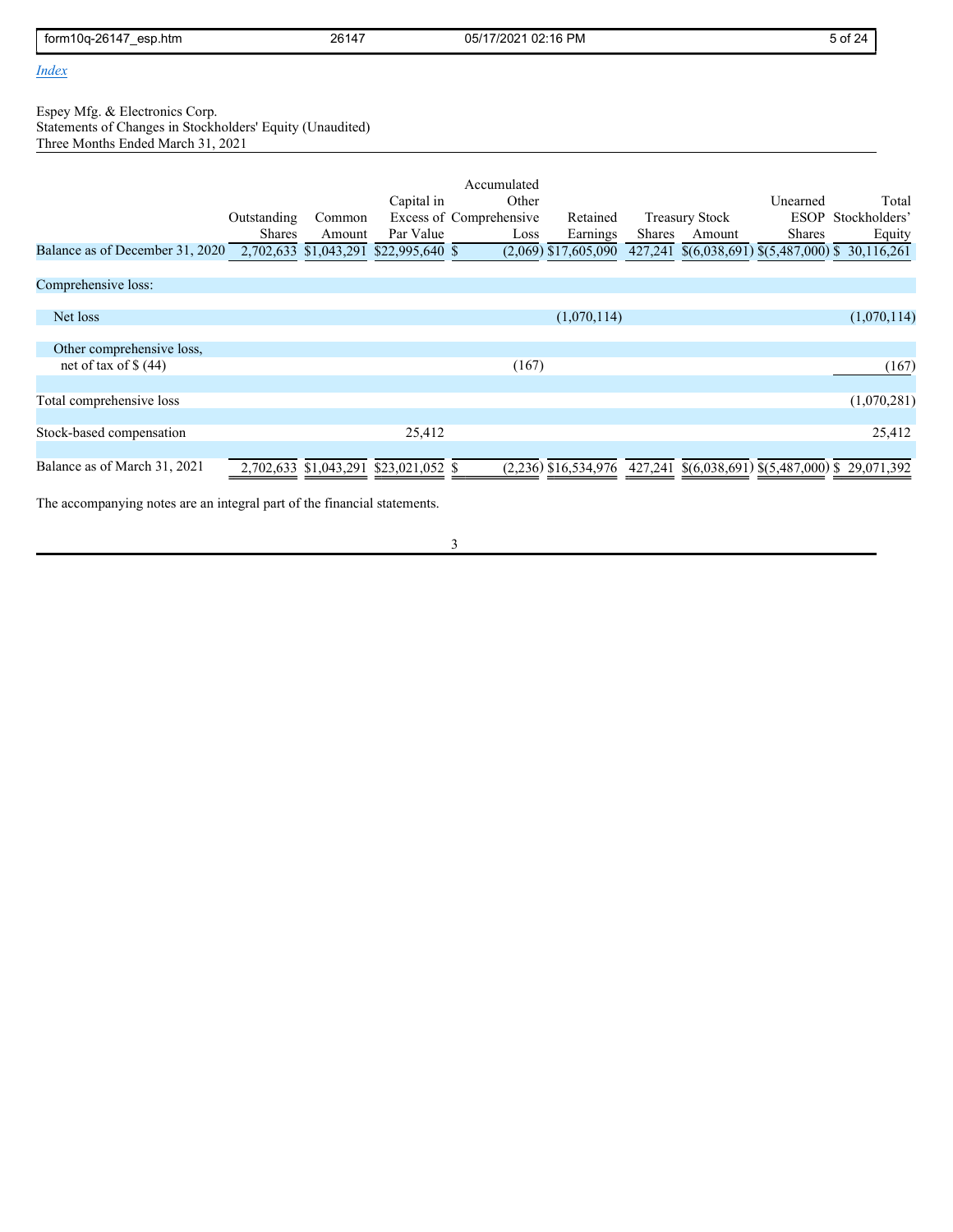[Index](#)

Espey Mfg. & Electronics Corp.
Statements of Changes in Stockholders' Equity (Unaudited)
Three Months Ended March 31, 2021

| | Outstanding Shares | Common Amount | Capital in Excess of Par Value | Accumulated Other Comprehensive Loss | Retained Earnings | Treasury Stock Shares | Treasury Stock Amount | Unearned ESOP Shares | Total Stockholders' Equity |
|---|---|---|---|---|---|---|---|---|---|
| Balance as of December 31, 2020 | 2,702,633 | $1,043,291 | $22,995,640 | $ (2,069) | $17,605,090 | 427,241 | $(6,038,691) | $(5,487,000) | $ 30,116,261 |
| Comprehensive loss: | | | | | | | | | |
| Net loss | | | | | (1,070,114) | | | | (1,070,114) |
| Other comprehensive loss, net of tax of $ (44) | | | | (167) | | | | | (167) |
| Total comprehensive loss | | | | | | | | | (1,070,281) |
| Stock-based compensation | | | 25,412 | | | | | | 25,412 |
| Balance as of March 31, 2021 | 2,702,633 | $1,043,291 | $23,021,052 | $ (2,236) | $16,534,976 | 427,241 | $(6,038,691) | $(5,487,000) | $ 29,071,392 |

The accompanying notes are an integral part of the financial statements.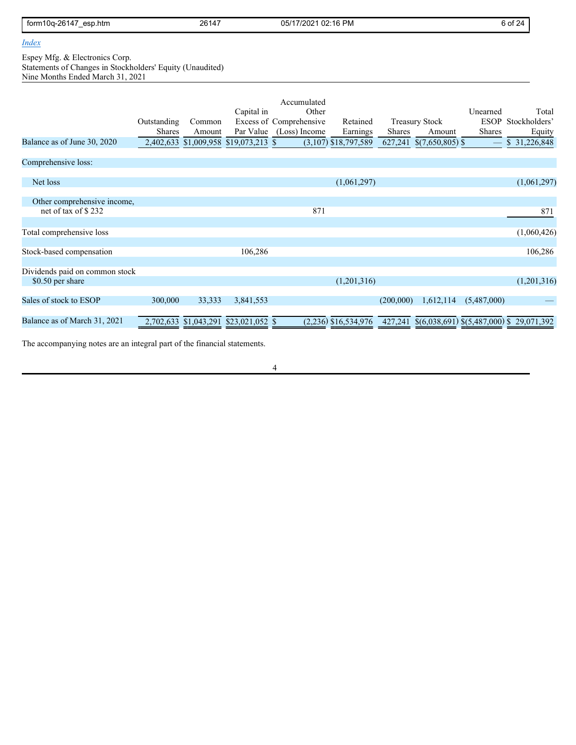[Index](#)

Espey Mfg. & Electronics Corp.
Statements of Changes in Stockholders' Equity (Unaudited)
Nine Months Ended March 31, 2021

| | Outstanding Shares | Common Amount | Capital in Excess of Par Value | Accumulated Other Comprehensive (Loss) Income | Retained Earnings | Treasury Stock Shares | Treasury Stock Amount | Unearned ESOP Shares | Total Stockholders' Equity |
|---|---|---|---|---|---|---|---|---|---|
| Balance as of June 30, 2020 | 2,402,633 | $1,009,958 | $19,073,213 | $ (3,107) | $18,797,589 | 627,241 | $(7,650,805) | $ — | $ 31,226,848 |
| Comprehensive loss: | | | | | | | | | |
| Net loss | | | | | (1,061,297) | | | | (1,061,297) |
| Other comprehensive income, net of tax of $ 232 | | | | 871 | | | | | 871 |
| Total comprehensive loss | | | | | | | | | (1,060,426) |
| Stock-based compensation | | | 106,286 | | | | | | 106,286 |
| Dividends paid on common stock $0.50 per share | | | | | (1,201,316) | | | | (1,201,316) |
| Sales of stock to ESOP | 300,000 | 33,333 | 3,841,553 | | | (200,000) | 1,612,114 | (5,487,000) | — |
| Balance as of March 31, 2021 | 2,702,633 | $1,043,291 | $23,021,052 | $ (2,236) | $16,534,976 | 427,241 | $(6,038,691) | $(5,487,000) | $ 29,071,392 |

The accompanying notes are an integral part of the financial statements.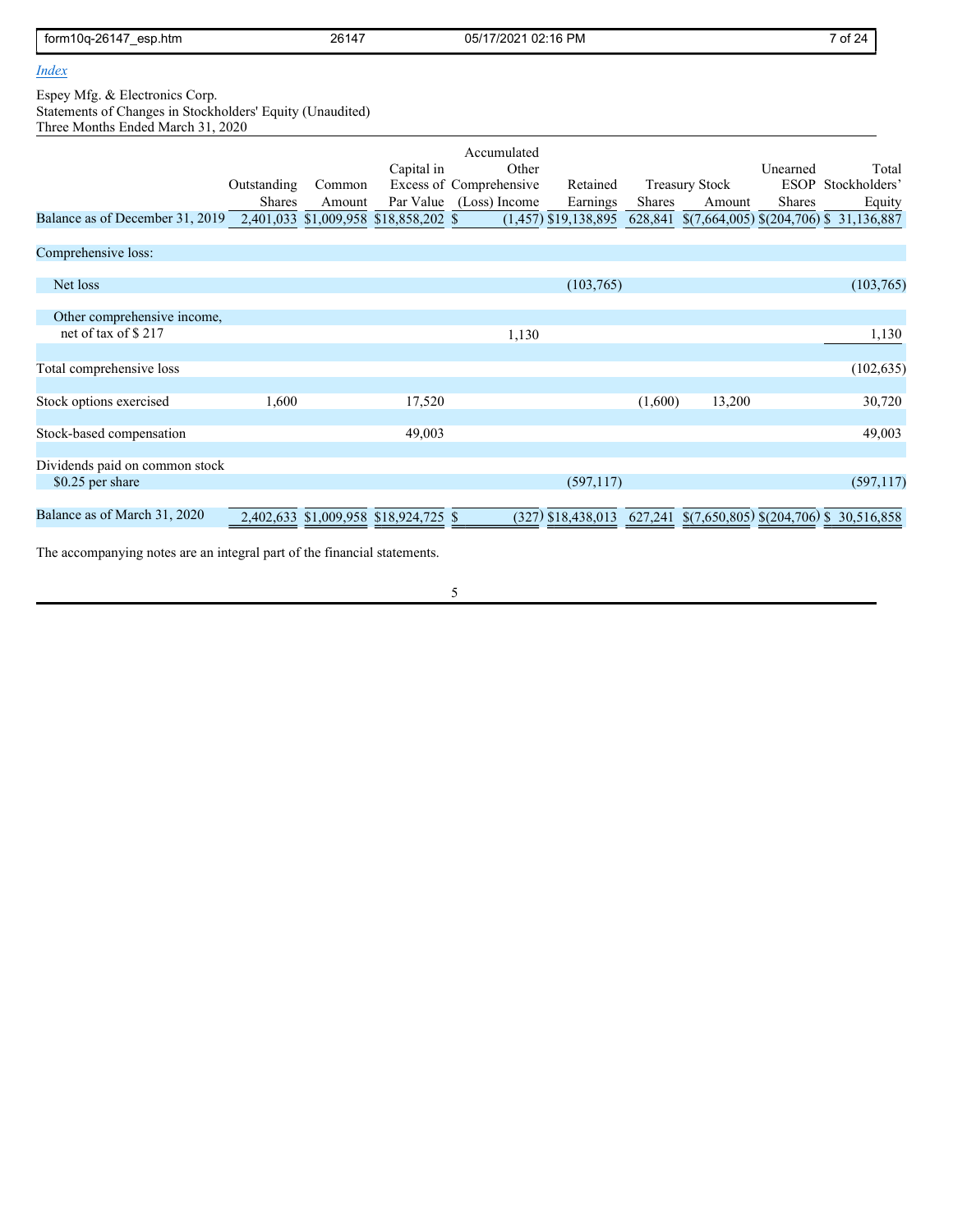[Index](#)

Espey Mfg. & Electronics Corp.
Statements of Changes in Stockholders' Equity (Unaudited)
Three Months Ended March 31, 2020

| | Outstanding Shares | Common Amount | Capital in Excess of Par Value | Accumulated Other Comprehensive (Loss) Income | Retained Earnings | Treasury Stock Shares | Treasury Stock Amount | Unearned ESOP Shares | Total Stockholders' Equity |
|---|---|---|---|---|---|---|---|---|---|
| Balance as of December 31, 2019 | 2,401,033 | $1,009,958 | $18,858,202 | $ (1,457) | $19,138,895 | 628,841 | $(7,664,005) | $(204,706) | $ 31,136,887 |
| Comprehensive loss: | | | | | | | | | |
| Net loss | | | | | (103,765) | | | | (103,765) |
| Other comprehensive income, net of tax of $ 217 | | | | 1,130 | | | | | 1,130 |
| Total comprehensive loss | | | | | | | | | (102,635) |
| Stock options exercised | 1,600 | | 17,520 | | | (1,600) | 13,200 | | 30,720 |
| Stock-based compensation | | | 49,003 | | | | | | 49,003 |
| Dividends paid on common stock $0.25 per share | | | | | (597,117) | | | | (597,117) |
| Balance as of March 31, 2020 | 2,402,633 | $1,009,958 | $18,924,725 | $ (327) | $18,438,013 | 627,241 | $(7,650,805) | $(204,706) | $ 30,516,858 |

The accompanying notes are an integral part of the financial statements.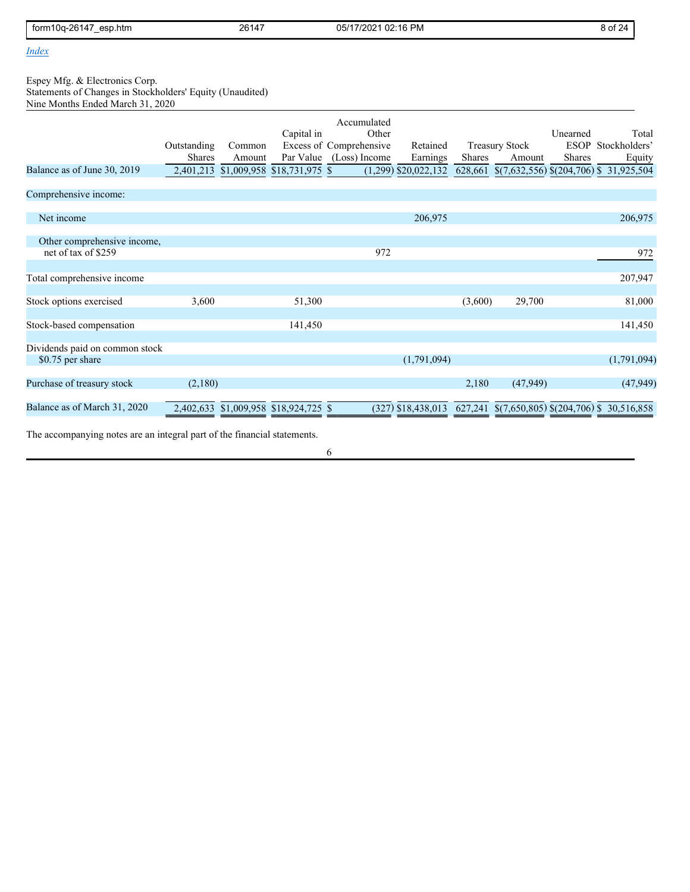[Index](#)

Espey Mfg. & Electronics Corp.
Statements of Changes in Stockholders' Equity (Unaudited)
Nine Months Ended March 31, 2020

| | Outstanding Shares | Common Amount | Capital in Excess of Par Value | Accumulated Other Comprehensive (Loss) Income | Retained Earnings | Treasury Stock Shares | Treasury Stock Amount | Unearned ESOP Shares | Total Stockholders' Equity |
|---|---|---|---|---|---|---|---|---|---|
| Balance as of June 30, 2019 | 2,401,213 | $1,009,958 | $18,731,975 | $ (1,299) | $20,022,132 | 628,661 | $(7,632,556) | $(204,706) | $ 31,925,504 |
| Comprehensive income: | | | | | | | | | |
| Net income | | | | | 206,975 | | | | 206,975 |
| Other comprehensive income, net of tax of $259 | | | | 972 | | | | | 972 |
| Total comprehensive income | | | | | | | | | 207,947 |
| Stock options exercised | 3,600 | | 51,300 | | | (3,600) | 29,700 | | 81,000 |
| Stock-based compensation | | | 141,450 | | | | | | 141,450 |
| Dividends paid on common stock $0.75 per share | | | | | (1,791,094) | | | | (1,791,094) |
| Purchase of treasury stock | (2,180) | | | | | 2,180 | (47,949) | | (47,949) |
| Balance as of March 31, 2020 | 2,402,633 | $1,009,958 | $18,924,725 | $ (327) | $18,438,013 | 627,241 | $(7,650,805) | $(204,706) | $ 30,516,858 |

The accompanying notes are an integral part of the financial statements.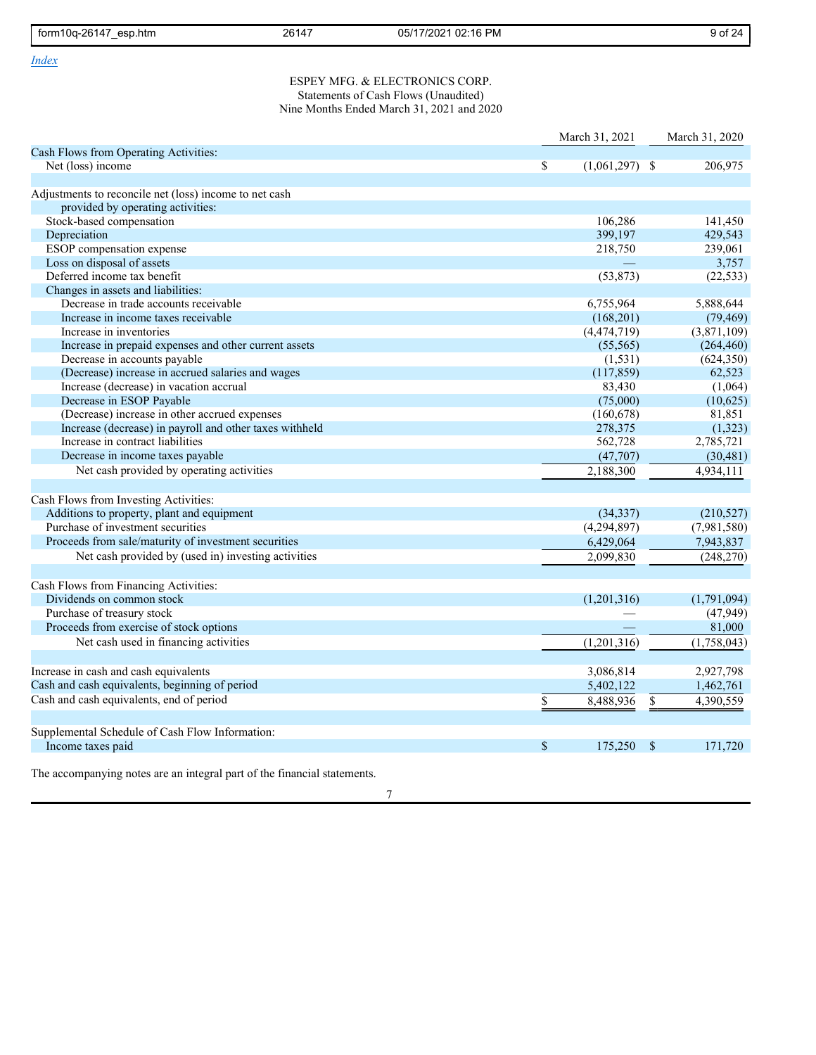[Index](#)

ESPEY MFG. & ELECTRONICS CORP.
Statements of Cash Flows (Unaudited)
Nine Months Ended March 31, 2021 and 2020

| | March 31, 2021 | March 31, 2020 |
|---|---|---|
| Cash Flows from Operating Activities: | | |
| Net (loss) income | $ (1,061,297) | $ 206,975 |
| | | |
| Adjustments to reconcile net (loss) income to net cash provided by operating activities: | | |
| Stock-based compensation | 106,286 | 141,450 |
| Depreciation | 399,197 | 429,543 |
| ESOP compensation expense | 218,750 | 239,061 |
| Loss on disposal of assets | — | 3,757 |
| Deferred income tax benefit | (53,873) | (22,533) |
| Changes in assets and liabilities: | | |
| Decrease in trade accounts receivable | 6,755,964 | 5,888,644 |
| Increase in income taxes receivable | (168,201) | (79,469) |
| Increase in inventories | (4,474,719) | (3,871,109) |
| Increase in prepaid expenses and other current assets | (55,565) | (264,460) |
| Decrease in accounts payable | (1,531) | (624,350) |
| (Decrease) increase in accrued salaries and wages | (117,859) | 62,523 |
| Increase (decrease) in vacation accrual | 83,430 | (1,064) |
| Decrease in ESOP Payable | (75,000) | (10,625) |
| (Decrease) increase in other accrued expenses | (160,678) | 81,851 |
| Increase (decrease) in payroll and other taxes withheld | 278,375 | (1,323) |
| Increase in contract liabilities | 562,728 | 2,785,721 |
| Decrease in income taxes payable | (47,707) | (30,481) |
| Net cash provided by operating activities | 2,188,300 | 4,934,111 |
| | | |
| Cash Flows from Investing Activities: | | |
| Additions to property, plant and equipment | (34,337) | (210,527) |
| Purchase of investment securities | (4,294,897) | (7,981,580) |
| Proceeds from sale/maturity of investment securities | 6,429,064 | 7,943,837 |
| Net cash provided by (used in) investing activities | 2,099,830 | (248,270) |
| | | |
| Cash Flows from Financing Activities: | | |
| Dividends on common stock | (1,201,316) | (1,791,094) |
| Purchase of treasury stock | — | (47,949) |
| Proceeds from exercise of stock options | — | 81,000 |
| Net cash used in financing activities | (1,201,316) | (1,758,043) |
| | | |
| Increase in cash and cash equivalents | 3,086,814 | 2,927,798 |
| Cash and cash equivalents, beginning of period | 5,402,122 | 1,462,761 |
| Cash and cash equivalents, end of period | $ 8,488,936 | $ 4,390,559 |
| | | |
| Supplemental Schedule of Cash Flow Information: | | |
| Income taxes paid | $ 175,250 | $ 171,720 |

The accompanying notes are an integral part of the financial statements.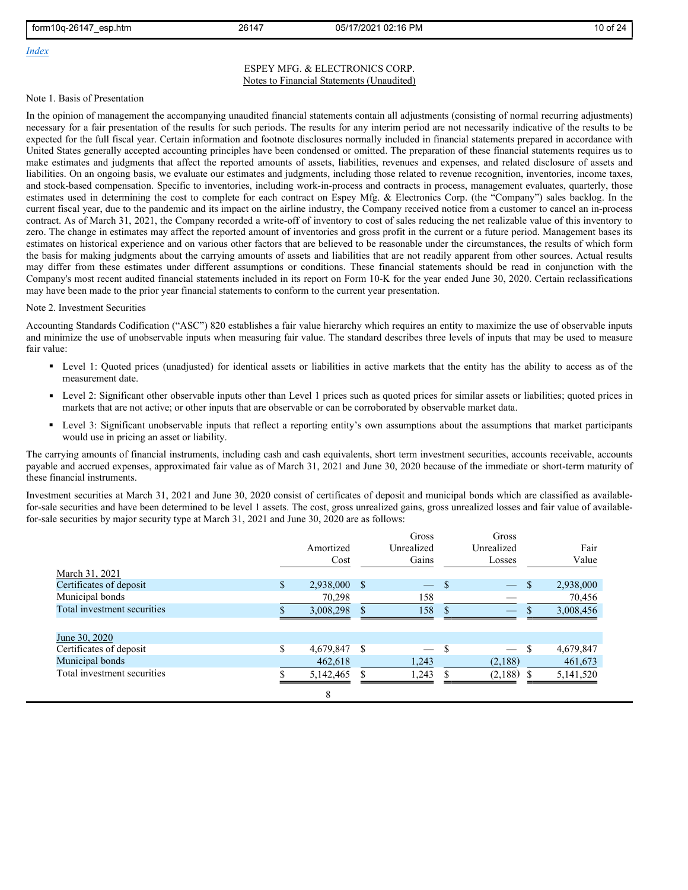[Index](#)

ESPEY MFG. & ELECTRONICS CORP.
Notes to Financial Statements (Unaudited)

Note 1. Basis of Presentation

In the opinion of management the accompanying unaudited financial statements contain all adjustments (consisting of normal recurring adjustments) necessary for a fair presentation of the results for such periods. The results for any interim period are not necessarily indicative of the results to be expected for the full fiscal year. Certain information and footnote disclosures normally included in financial statements prepared in accordance with United States generally accepted accounting principles have been condensed or omitted. The preparation of these financial statements requires us to make estimates and judgments that affect the reported amounts of assets, liabilities, revenues and expenses, and related disclosure of assets and liabilities. On an ongoing basis, we evaluate our estimates and judgments, including those related to revenue recognition, inventories, income taxes, and stock-based compensation. Specific to inventories, including work-in-process and contracts in process, management evaluates, quarterly, those estimates used in determining the cost to complete for each contract on Espey Mfg. & Electronics Corp. (the "Company") sales backlog. In the current fiscal year, due to the pandemic and its impact on the airline industry, the Company received notice from a customer to cancel an in-process contract. As of March 31, 2021, the Company recorded a write-off of inventory to cost of sales reducing the net realizable value of this inventory to zero. The change in estimates may affect the reported amount of inventories and gross profit in the current or a future period. Management bases its estimates on historical experience and on various other factors that are believed to be reasonable under the circumstances, the results of which form the basis for making judgments about the carrying amounts of assets and liabilities that are not readily apparent from other sources. Actual results may differ from these estimates under different assumptions or conditions. These financial statements should be read in conjunction with the Company's most recent audited financial statements included in its report on Form 10-K for the year ended June 30, 2020. Certain reclassifications may have been made to the prior year financial statements to conform to the current year presentation.

Note 2. Investment Securities

Accounting Standards Codification ("ASC") 820 establishes a fair value hierarchy which requires an entity to maximize the use of observable inputs and minimize the use of unobservable inputs when measuring fair value. The standard describes three levels of inputs that may be used to measure fair value:

- Level 1: Quoted prices (unadjusted) for identical assets or liabilities in active markets that the entity has the ability to access as of the measurement date.
- Level 2: Significant other observable inputs other than Level 1 prices such as quoted prices for similar assets or liabilities; quoted prices in markets that are not active; or other inputs that are observable or can be corroborated by observable market data.
- Level 3: Significant unobservable inputs that reflect a reporting entity's own assumptions about the assumptions that market participants would use in pricing an asset or liability.

The carrying amounts of financial instruments, including cash and cash equivalents, short term investment securities, accounts receivable, accounts payable and accrued expenses, approximated fair value as of March 31, 2021 and June 30, 2020 because of the immediate or short-term maturity of these financial instruments.

Investment securities at March 31, 2021 and June 30, 2020 consist of certificates of deposit and municipal bonds which are classified as available-for-sale securities and have been determined to be level 1 assets. The cost, gross unrealized gains, gross unrealized losses and fair value of available-for-sale securities by major security type at March 31, 2021 and June 30, 2020 are as follows:

| | Amortized Cost | Gross Unrealized Gains | Gross Unrealized Losses | Fair Value |
|---|---|---|---|---|
| March 31, 2021 | | | | |
| Certificates of deposit | $ 2,938,000 | $ — | $ — | $ 2,938,000 |
| Municipal bonds | 70,298 | 158 | — | 70,456 |
| Total investment securities | $ 3,008,298 | $ 158 | $ — | $ 3,008,456 |
| | | | | |
| June 30, 2020 | | | | |
| Certificates of deposit | $ 4,679,847 | $ — | $ — | $ 4,679,847 |
| Municipal bonds | 462,618 | 1,243 | (2,188) | 461,673 |
| Total investment securities | $ 5,142,465 | $ 1,243 | $ (2,188) | $ 5,141,520 |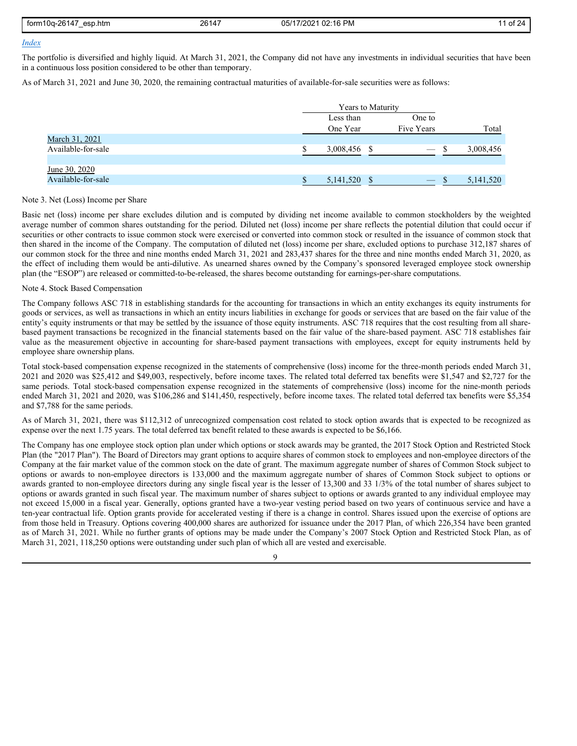[Index](#)

The portfolio is diversified and highly liquid. At March 31, 2021, the Company did not have any investments in individual securities that have been in a continuous loss position considered to be other than temporary.

As of March 31, 2021 and June 30, 2020, the remaining contractual maturities of available-for-sale securities were as follows:

| | Years to Maturity | | |
|---|---|---|---|
| | Less than One Year | One to Five Years | Total |
| March 31, 2021 | | | |
| Available-for-sale | $ 3,008,456 | $ — | $ 3,008,456 |
| | | | |
| June 30, 2020 | | | |
| Available-for-sale | $ 5,141,520 | $ — | $ 5,141,520 |

Note 3. Net (Loss) Income per Share

Basic net (loss) income per share excludes dilution and is computed by dividing net income available to common stockholders by the weighted average number of common shares outstanding for the period. Diluted net (loss) income per share reflects the potential dilution that could occur if securities or other contracts to issue common stock were exercised or converted into common stock or resulted in the issuance of common stock that then shared in the income of the Company. The computation of diluted net (loss) income per share, excluded options to purchase 312,187 shares of our common stock for the three and nine months ended March 31, 2021 and 283,437 shares for the three and nine months ended March 31, 2020, as the effect of including them would be anti-dilutive. As unearned shares owned by the Company's sponsored leveraged employee stock ownership plan (the "ESOP") are released or committed-to-be-released, the shares become outstanding for earnings-per-share computations.

Note 4. Stock Based Compensation

The Company follows ASC 718 in establishing standards for the accounting for transactions in which an entity exchanges its equity instruments for goods or services, as well as transactions in which an entity incurs liabilities in exchange for goods or services that are based on the fair value of the entity's equity instruments or that may be settled by the issuance of those equity instruments. ASC 718 requires that the cost resulting from all share-based payment transactions be recognized in the financial statements based on the fair value of the share-based payment. ASC 718 establishes fair value as the measurement objective in accounting for share-based payment transactions with employees, except for equity instruments held by employee share ownership plans.

Total stock-based compensation expense recognized in the statements of comprehensive (loss) income for the three-month periods ended March 31, 2021 and 2020 was $25,412 and $49,003, respectively, before income taxes. The related total deferred tax benefits were $1,547 and $2,727 for the same periods. Total stock-based compensation expense recognized in the statements of comprehensive (loss) income for the nine-month periods ended March 31, 2021 and 2020, was $106,286 and $141,450, respectively, before income taxes. The related total deferred tax benefits were $5,354 and $7,788 for the same periods.

As of March 31, 2021, there was $112,312 of unrecognized compensation cost related to stock option awards that is expected to be recognized as expense over the next 1.75 years. The total deferred tax benefit related to these awards is expected to be $6,166.

The Company has one employee stock option plan under which options or stock awards may be granted, the 2017 Stock Option and Restricted Stock Plan (the "2017 Plan"). The Board of Directors may grant options to acquire shares of common stock to employees and non-employee directors of the Company at the fair market value of the common stock on the date of grant. The maximum aggregate number of shares of Common Stock subject to options or awards to non-employee directors is 133,000 and the maximum aggregate number of shares of Common Stock subject to options or awards granted to non-employee directors during any single fiscal year is the lesser of 13,300 and 33 1/3% of the total number of shares subject to options or awards granted in such fiscal year. The maximum number of shares subject to options or awards granted to any individual employee may not exceed 15,000 in a fiscal year. Generally, options granted have a two-year vesting period based on two years of continuous service and have a ten-year contractual life. Option grants provide for accelerated vesting if there is a change in control. Shares issued upon the exercise of options are from those held in Treasury. Options covering 400,000 shares are authorized for issuance under the 2017 Plan, of which 226,354 have been granted as of March 31, 2021. While no further grants of options may be made under the Company's 2007 Stock Option and Restricted Stock Plan, as of March 31, 2021, 118,250 options were outstanding under such plan of which all are vested and exercisable.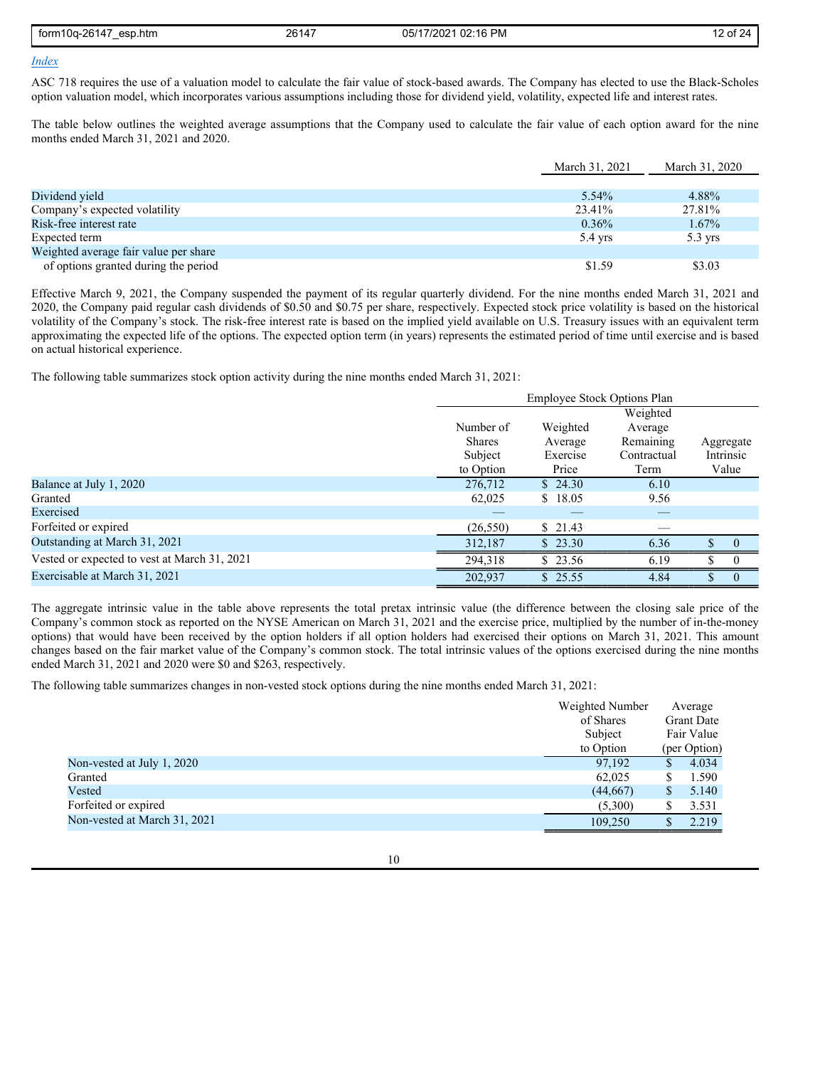[Index](#)

ASC 718 requires the use of a valuation model to calculate the fair value of stock-based awards. The Company has elected to use the Black-Scholes option valuation model, which incorporates various assumptions including those for dividend yield, volatility, expected life and interest rates.

The table below outlines the weighted average assumptions that the Company used to calculate the fair value of each option award for the nine months ended March 31, 2021 and 2020.

| | March 31, 2021 | March 31, 2020 |
|---|---|---|
| Dividend yield | 5.54% | 4.88% |
| Company's expected volatility | 23.41% | 27.81% |
| Risk-free interest rate | 0.36% | 1.67% |
| Expected term | 5.4 yrs | 5.3 yrs |
| Weighted average fair value per share of options granted during the period | $1.59 | $3.03 |

Effective March 9, 2021, the Company suspended the payment of its regular quarterly dividend. For the nine months ended March 31, 2021 and 2020, the Company paid regular cash dividends of $0.50 and $0.75 per share, respectively. Expected stock price volatility is based on the historical volatility of the Company's stock. The risk-free interest rate is based on the implied yield available on U.S. Treasury issues with an equivalent term approximating the expected life of the options. The expected option term (in years) represents the estimated period of time until exercise and is based on actual historical experience.

The following table summarizes stock option activity during the nine months ended March 31, 2021:

| | Employee Stock Options Plan | | | |
|---|---|---|---|---|
| | Number of Shares Subject to Option | Weighted Average Exercise Price | Weighted Average Remaining Contractual Term | Aggregate Intrinsic Value |
| Balance at July 1, 2020 | 276,712 | $ 24.30 | 6.10 | |
| Granted | 62,025 | $ 18.05 | 9.56 | |
| Exercised | — | — | — | |
| Forfeited or expired | (26,550) | $ 21.43 | — | |
| Outstanding at March 31, 2021 | 312,187 | $ 23.30 | 6.36 | $ 0 |
| Vested or expected to vest at March 31, 2021 | 294,318 | $ 23.56 | 6.19 | $ 0 |
| Exercisable at March 31, 2021 | 202,937 | $ 25.55 | 4.84 | $ 0 |

The aggregate intrinsic value in the table above represents the total pretax intrinsic value (the difference between the closing sale price of the Company's common stock as reported on the NYSE American on March 31, 2021 and the exercise price, multiplied by the number of in-the-money options) that would have been received by the option holders if all option holders had exercised their options on March 31, 2021. This amount changes based on the fair market value of the Company's common stock. The total intrinsic values of the options exercised during the nine months ended March 31, 2021 and 2020 were $0 and $263, respectively.

The following table summarizes changes in non-vested stock options during the nine months ended March 31, 2021:

| | Weighted Number of Shares Subject to Option | Average Grant Date Fair Value (per Option) |
|---|---|---|
| Non-vested at July 1, 2020 | 97,192 | $ 4.034 |
| Granted | 62,025 | $ 1.590 |
| Vested | (44,667) | $ 5.140 |
| Forfeited or expired | (5,300) | $ 3.531 |
| Non-vested at March 31, 2021 | 109,250 | $ 2.219 |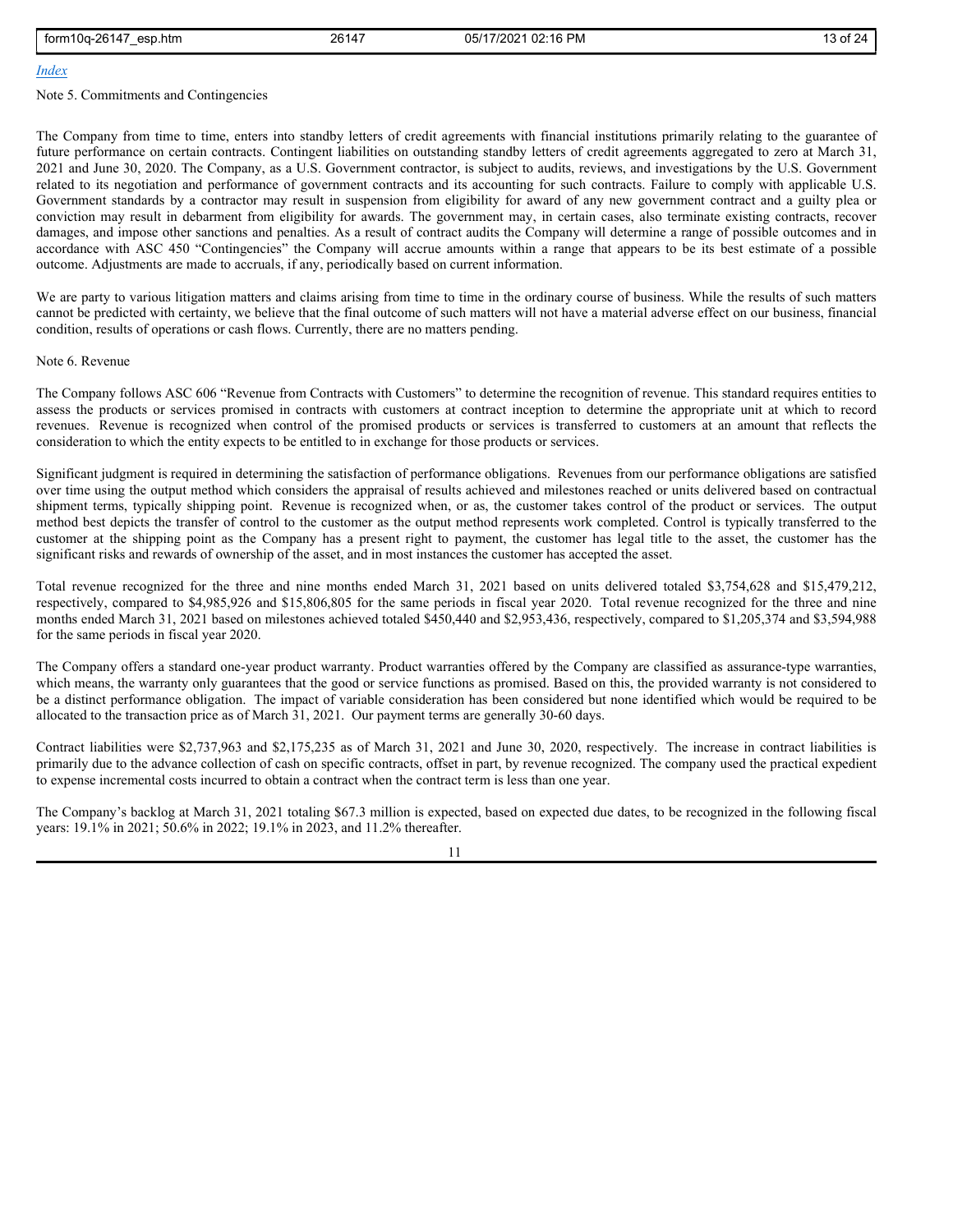[Index](#)

Note 5. Commitments and Contingencies

The Company from time to time, enters into standby letters of credit agreements with financial institutions primarily relating to the guarantee of future performance on certain contracts. Contingent liabilities on outstanding standby letters of credit agreements aggregated to zero at March 31, 2021 and June 30, 2020. The Company, as a U.S. Government contractor, is subject to audits, reviews, and investigations by the U.S. Government related to its negotiation and performance of government contracts and its accounting for such contracts. Failure to comply with applicable U.S. Government standards by a contractor may result in suspension from eligibility for award of any new government contract and a guilty plea or conviction may result in debarment from eligibility for awards. The government may, in certain cases, also terminate existing contracts, recover damages, and impose other sanctions and penalties. As a result of contract audits the Company will determine a range of possible outcomes and in accordance with ASC 450 "Contingencies" the Company will accrue amounts within a range that appears to be its best estimate of a possible outcome. Adjustments are made to accruals, if any, periodically based on current information.

We are party to various litigation matters and claims arising from time to time in the ordinary course of business. While the results of such matters cannot be predicted with certainty, we believe that the final outcome of such matters will not have a material adverse effect on our business, financial condition, results of operations or cash flows. Currently, there are no matters pending.

Note 6. Revenue

The Company follows ASC 606 "Revenue from Contracts with Customers" to determine the recognition of revenue. This standard requires entities to assess the products or services promised in contracts with customers at contract inception to determine the appropriate unit at which to record revenues. Revenue is recognized when control of the promised products or services is transferred to customers at an amount that reflects the consideration to which the entity expects to be entitled to in exchange for those products or services.

Significant judgment is required in determining the satisfaction of performance obligations. Revenues from our performance obligations are satisfied over time using the output method which considers the appraisal of results achieved and milestones reached or units delivered based on contractual shipment terms, typically shipping point. Revenue is recognized when, or as, the customer takes control of the product or services. The output method best depicts the transfer of control to the customer as the output method represents work completed. Control is typically transferred to the customer at the shipping point as the Company has a present right to payment, the customer has legal title to the asset, the customer has the significant risks and rewards of ownership of the asset, and in most instances the customer has accepted the asset.

Total revenue recognized for the three and nine months ended March 31, 2021 based on units delivered totaled $3,754,628 and $15,479,212, respectively, compared to $4,985,926 and $15,806,805 for the same periods in fiscal year 2020. Total revenue recognized for the three and nine months ended March 31, 2021 based on milestones achieved totaled $450,440 and $2,953,436, respectively, compared to $1,205,374 and $3,594,988 for the same periods in fiscal year 2020.

The Company offers a standard one-year product warranty. Product warranties offered by the Company are classified as assurance-type warranties, which means, the warranty only guarantees that the good or service functions as promised. Based on this, the provided warranty is not considered to be a distinct performance obligation. The impact of variable consideration has been considered but none identified which would be required to be allocated to the transaction price as of March 31, 2021. Our payment terms are generally 30-60 days.

Contract liabilities were $2,737,963 and $2,175,235 as of March 31, 2021 and June 30, 2020, respectively. The increase in contract liabilities is primarily due to the advance collection of cash on specific contracts, offset in part, by revenue recognized. The company used the practical expedient to expense incremental costs incurred to obtain a contract when the contract term is less than one year.

The Company's backlog at March 31, 2021 totaling $67.3 million is expected, based on expected due dates, to be recognized in the following fiscal years: 19.1% in 2021; 50.6% in 2022; 19.1% in 2023, and 11.2% thereafter.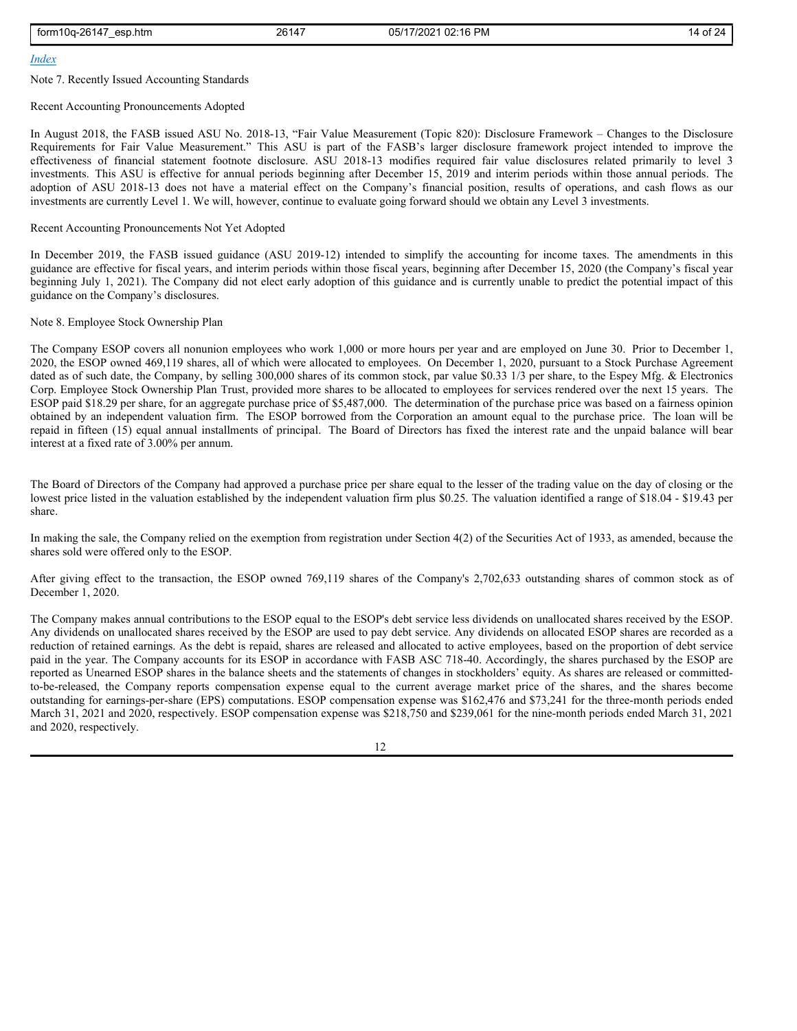[Index](#)

Note 7. Recently Issued Accounting Standards

Recent Accounting Pronouncements Adopted

In August 2018, the FASB issued ASU No. 2018-13, "Fair Value Measurement (Topic 820): Disclosure Framework – Changes to the Disclosure Requirements for Fair Value Measurement." This ASU is part of the FASB's larger disclosure framework project intended to improve the effectiveness of financial statement footnote disclosure. ASU 2018-13 modifies required fair value disclosures related primarily to level 3 investments. This ASU is effective for annual periods beginning after December 15, 2019 and interim periods within those annual periods. The adoption of ASU 2018-13 does not have a material effect on the Company's financial position, results of operations, and cash flows as our investments are currently Level 1. We will, however, continue to evaluate going forward should we obtain any Level 3 investments.

Recent Accounting Pronouncements Not Yet Adopted

In December 2019, the FASB issued guidance (ASU 2019-12) intended to simplify the accounting for income taxes. The amendments in this guidance are effective for fiscal years, and interim periods within those fiscal years, beginning after December 15, 2020 (the Company's fiscal year beginning July 1, 2021). The Company did not elect early adoption of this guidance and is currently unable to predict the potential impact of this guidance on the Company's disclosures.

Note 8. Employee Stock Ownership Plan

The Company ESOP covers all nonunion employees who work 1,000 or more hours per year and are employed on June 30. Prior to December 1, 2020, the ESOP owned 469,119 shares, all of which were allocated to employees. On December 1, 2020, pursuant to a Stock Purchase Agreement dated as of such date, the Company, by selling 300,000 shares of its common stock, par value $0.33 1/3 per share, to the Espey Mfg. & Electronics Corp. Employee Stock Ownership Plan Trust, provided more shares to be allocated to employees for services rendered over the next 15 years. The ESOP paid $18.29 per share, for an aggregate purchase price of $5,487,000. The determination of the purchase price was based on a fairness opinion obtained by an independent valuation firm. The ESOP borrowed from the Corporation an amount equal to the purchase price. The loan will be repaid in fifteen (15) equal annual installments of principal. The Board of Directors has fixed the interest rate and the unpaid balance will bear interest at a fixed rate of 3.00% per annum.

The Board of Directors of the Company had approved a purchase price per share equal to the lesser of the trading value on the day of closing or the lowest price listed in the valuation established by the independent valuation firm plus $0.25. The valuation identified a range of $18.04 - $19.43 per share.

In making the sale, the Company relied on the exemption from registration under Section 4(2) of the Securities Act of 1933, as amended, because the shares sold were offered only to the ESOP.

After giving effect to the transaction, the ESOP owned 769,119 shares of the Company's 2,702,633 outstanding shares of common stock as of December 1, 2020.

The Company makes annual contributions to the ESOP equal to the ESOP's debt service less dividends on unallocated shares received by the ESOP. Any dividends on unallocated shares received by the ESOP are used to pay debt service. Any dividends on allocated ESOP shares are recorded as a reduction of retained earnings. As the debt is repaid, shares are released and allocated to active employees, based on the proportion of debt service paid in the year. The Company accounts for its ESOP in accordance with FASB ASC 718-40. Accordingly, the shares purchased by the ESOP are reported as Unearned ESOP shares in the balance sheets and the statements of changes in stockholders' equity. As shares are released or committed-to-be-released, the Company reports compensation expense equal to the current average market price of the shares, and the shares become outstanding for earnings-per-share (EPS) computations. ESOP compensation expense was $162,476 and $73,241 for the three-month periods ended March 31, 2021 and 2020, respectively. ESOP compensation expense was $218,750 and $239,061 for the nine-month periods ended March 31, 2021 and 2020, respectively.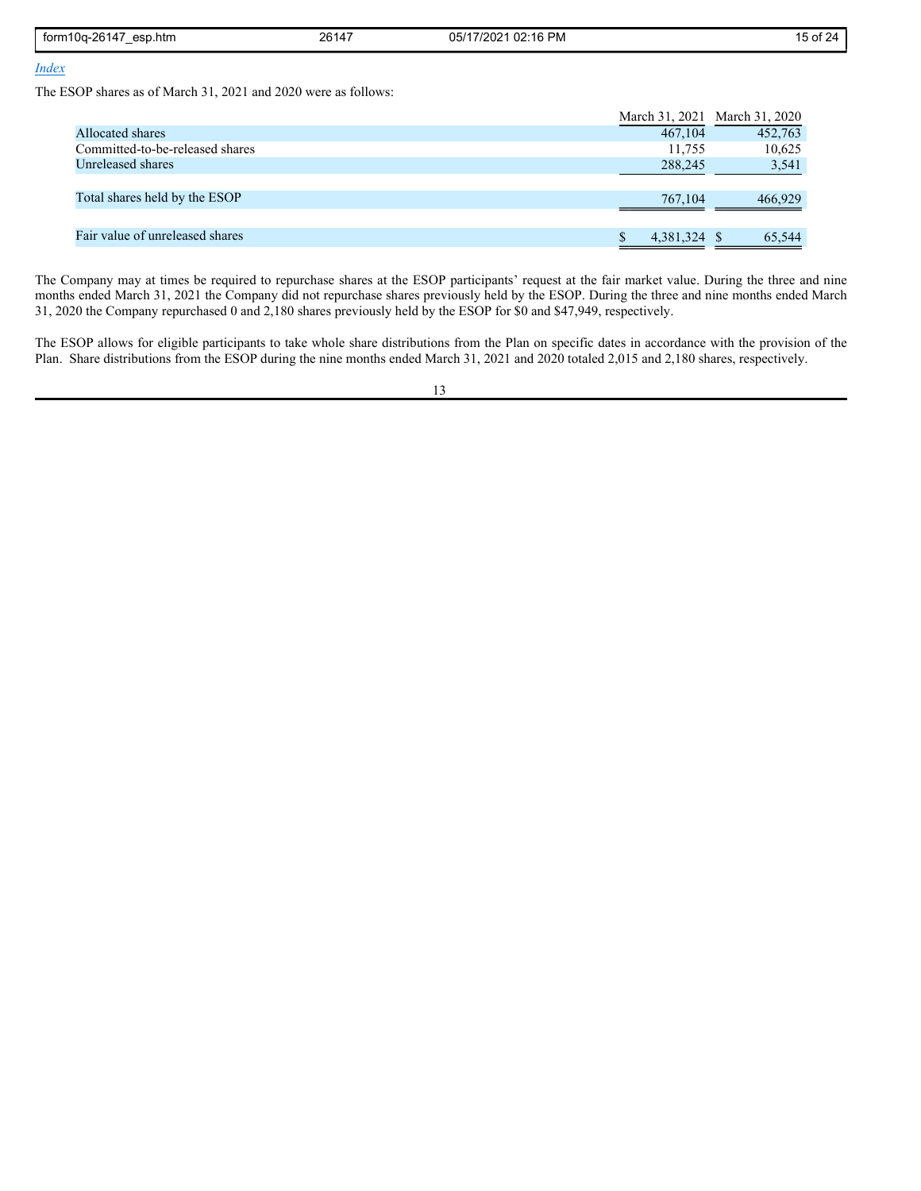[Index](#)

The ESOP shares as of March 31, 2021 and 2020 were as follows:

| | March 31, 2021 | March 31, 2020 |
| --- | --- | --- |
| Allocated shares | 467,104 | 452,763 |
| Committed-to-be-released shares | 11,755 | 10,625 |
| Unreleased shares | 288,245 | 3,541 |
| Total shares held by the ESOP | 767,104 | 466,929 |
| Fair value of unreleased shares | $ 4,381,324 | $ 65,544 |

The Company may at times be required to repurchase shares at the ESOP participants' request at the fair market value. During the three and nine months ended March 31, 2021 the Company did not repurchase shares previously held by the ESOP. During the three and nine months ended March 31, 2020 the Company repurchased 0 and 2,180 shares previously held by the ESOP for $0 and $47,949, respectively.

The ESOP allows for eligible participants to take whole share distributions from the Plan on specific dates in accordance with the provision of the Plan. Share distributions from the ESOP during the nine months ended March 31, 2021 and 2020 totaled 2,015 and 2,180 shares, respectively.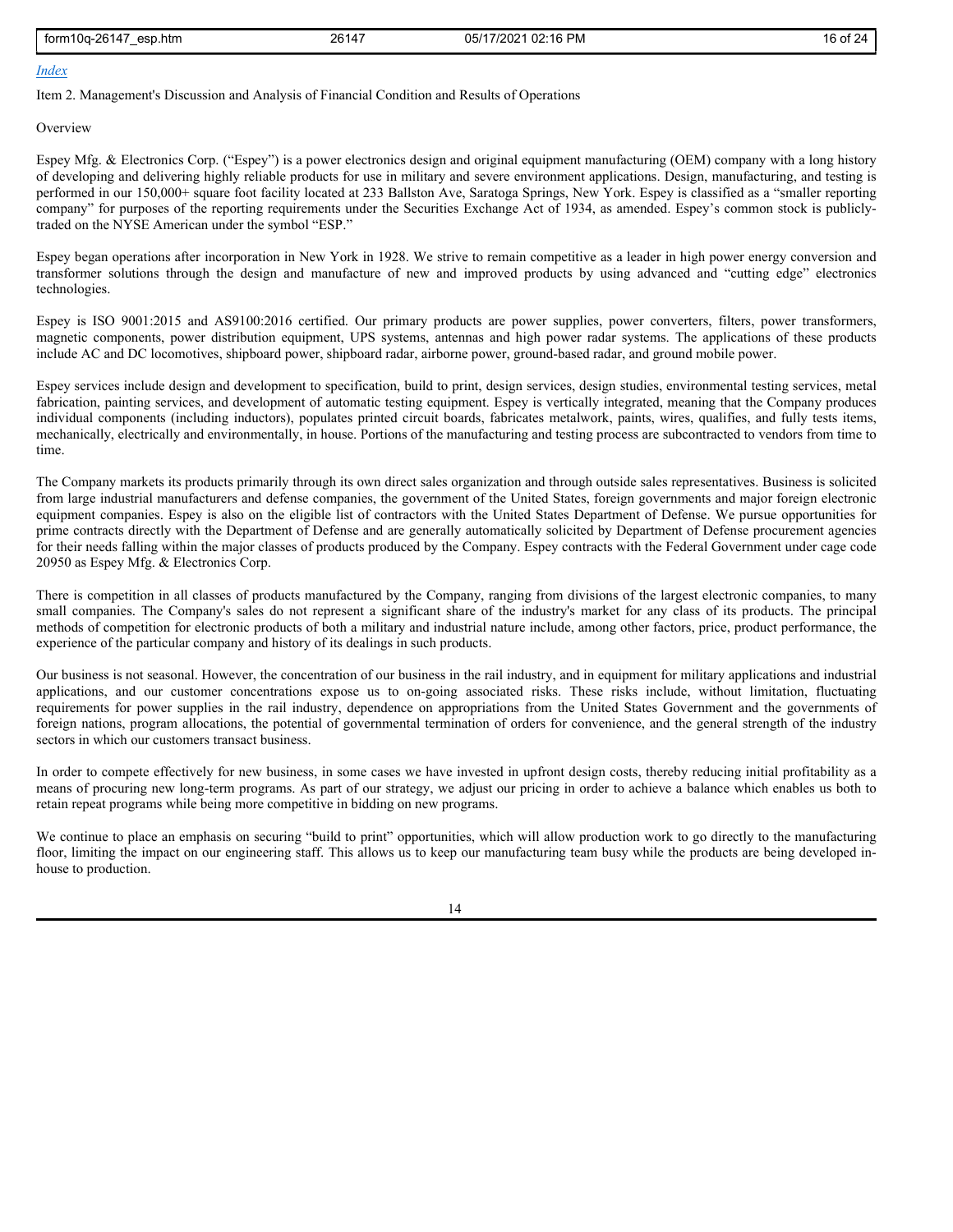[Index](#)

Item 2. Management's Discussion and Analysis of Financial Condition and Results of Operations

Overview

Espey Mfg. & Electronics Corp. ("Espey") is a power electronics design and original equipment manufacturing (OEM) company with a long history of developing and delivering highly reliable products for use in military and severe environment applications. Design, manufacturing, and testing is performed in our 150,000+ square foot facility located at 233 Ballston Ave, Saratoga Springs, New York. Espey is classified as a "smaller reporting company" for purposes of the reporting requirements under the Securities Exchange Act of 1934, as amended. Espey's common stock is publicly-traded on the NYSE American under the symbol "ESP."

Espey began operations after incorporation in New York in 1928. We strive to remain competitive as a leader in high power energy conversion and transformer solutions through the design and manufacture of new and improved products by using advanced and "cutting edge" electronics technologies.

Espey is ISO 9001:2015 and AS9100:2016 certified. Our primary products are power supplies, power converters, filters, power transformers, magnetic components, power distribution equipment, UPS systems, antennas and high power radar systems. The applications of these products include AC and DC locomotives, shipboard power, shipboard radar, airborne power, ground-based radar, and ground mobile power.

Espey services include design and development to specification, build to print, design services, design studies, environmental testing services, metal fabrication, painting services, and development of automatic testing equipment. Espey is vertically integrated, meaning that the Company produces individual components (including inductors), populates printed circuit boards, fabricates metalwork, paints, wires, qualifies, and fully tests items, mechanically, electrically and environmentally, in house. Portions of the manufacturing and testing process are subcontracted to vendors from time to time.

The Company markets its products primarily through its own direct sales organization and through outside sales representatives. Business is solicited from large industrial manufacturers and defense companies, the government of the United States, foreign governments and major foreign electronic equipment companies. Espey is also on the eligible list of contractors with the United States Department of Defense. We pursue opportunities for prime contracts directly with the Department of Defense and are generally automatically solicited by Department of Defense procurement agencies for their needs falling within the major classes of products produced by the Company. Espey contracts with the Federal Government under cage code 20950 as Espey Mfg. & Electronics Corp.

There is competition in all classes of products manufactured by the Company, ranging from divisions of the largest electronic companies, to many small companies. The Company's sales do not represent a significant share of the industry's market for any class of its products. The principal methods of competition for electronic products of both a military and industrial nature include, among other factors, price, product performance, the experience of the particular company and history of its dealings in such products.

Our business is not seasonal. However, the concentration of our business in the rail industry, and in equipment for military applications and industrial applications, and our customer concentrations expose us to on-going associated risks. These risks include, without limitation, fluctuating requirements for power supplies in the rail industry, dependence on appropriations from the United States Government and the governments of foreign nations, program allocations, the potential of governmental termination of orders for convenience, and the general strength of the industry sectors in which our customers transact business.

In order to compete effectively for new business, in some cases we have invested in upfront design costs, thereby reducing initial profitability as a means of procuring new long-term programs. As part of our strategy, we adjust our pricing in order to achieve a balance which enables us both to retain repeat programs while being more competitive in bidding on new programs.

We continue to place an emphasis on securing "build to print" opportunities, which will allow production work to go directly to the manufacturing floor, limiting the impact on our engineering staff. This allows us to keep our manufacturing team busy while the products are being developed in-house to production.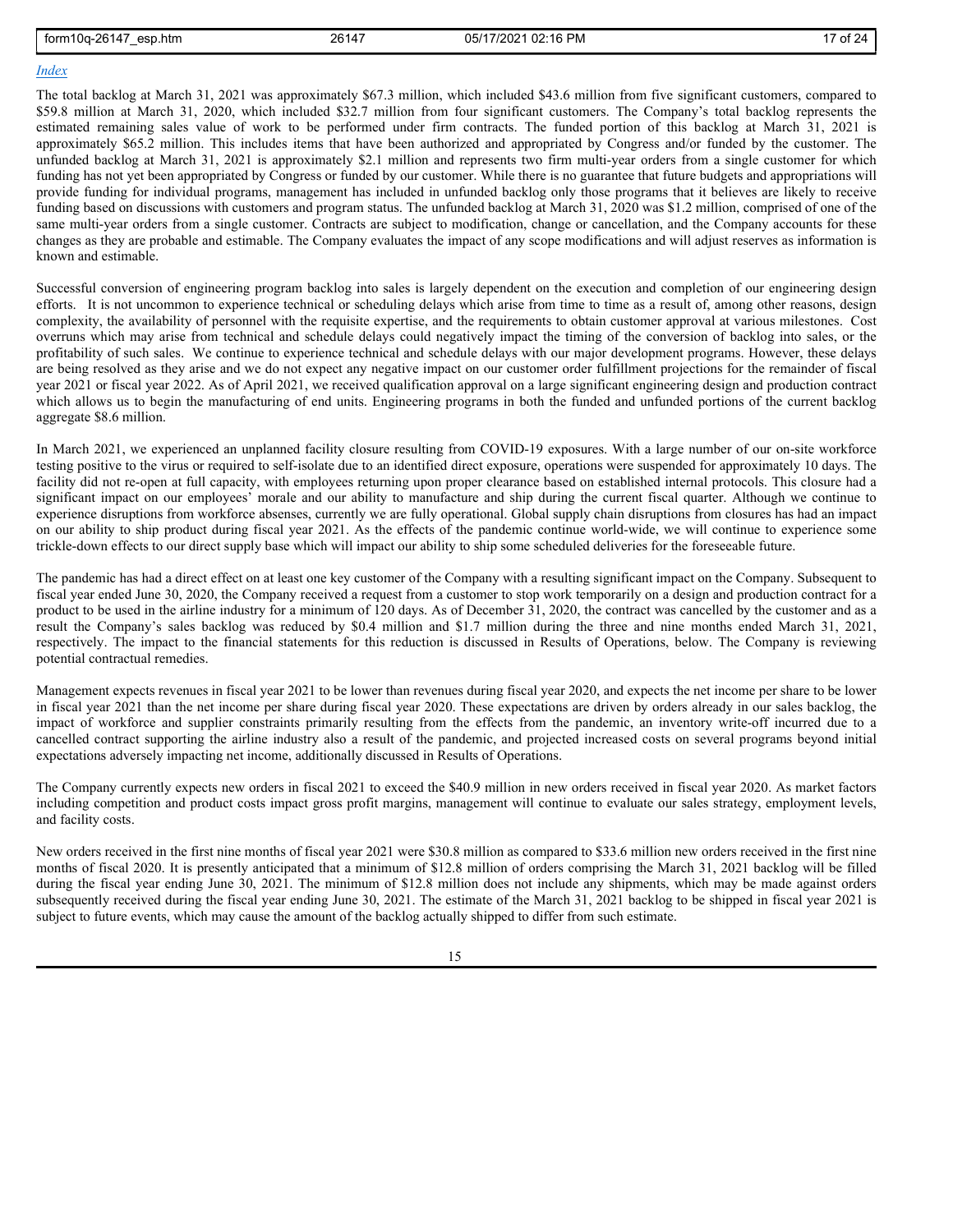[Index](#)

The total backlog at March 31, 2021 was approximately $67.3 million, which included $43.6 million from five significant customers, compared to $59.8 million at March 31, 2020, which included $32.7 million from four significant customers. The Company's total backlog represents the estimated remaining sales value of work to be performed under firm contracts. The funded portion of this backlog at March 31, 2021 is approximately $65.2 million. This includes items that have been authorized and appropriated by Congress and/or funded by the customer. The unfunded backlog at March 31, 2021 is approximately $2.1 million and represents two firm multi-year orders from a single customer for which funding has not yet been appropriated by Congress or funded by our customer. While there is no guarantee that future budgets and appropriations will provide funding for individual programs, management has included in unfunded backlog only those programs that it believes are likely to receive funding based on discussions with customers and program status. The unfunded backlog at March 31, 2020 was $1.2 million, comprised of one of the same multi-year orders from a single customer. Contracts are subject to modification, change or cancellation, and the Company accounts for these changes as they are probable and estimable. The Company evaluates the impact of any scope modifications and will adjust reserves as information is known and estimable.

Successful conversion of engineering program backlog into sales is largely dependent on the execution and completion of our engineering design efforts. It is not uncommon to experience technical or scheduling delays which arise from time to time as a result of, among other reasons, design complexity, the availability of personnel with the requisite expertise, and the requirements to obtain customer approval at various milestones. Cost overruns which may arise from technical and schedule delays could negatively impact the timing of the conversion of backlog into sales, or the profitability of such sales. We continue to experience technical and schedule delays with our major development programs. However, these delays are being resolved as they arise and we do not expect any negative impact on our customer order fulfillment projections for the remainder of fiscal year 2021 or fiscal year 2022. As of April 2021, we received qualification approval on a large significant engineering design and production contract which allows us to begin the manufacturing of end units. Engineering programs in both the funded and unfunded portions of the current backlog aggregate $8.6 million.

In March 2021, we experienced an unplanned facility closure resulting from COVID-19 exposures. With a large number of our on-site workforce testing positive to the virus or required to self-isolate due to an identified direct exposure, operations were suspended for approximately 10 days. The facility did not re-open at full capacity, with employees returning upon proper clearance based on established internal protocols. This closure had a significant impact on our employees' morale and our ability to manufacture and ship during the current fiscal quarter. Although we continue to experience disruptions from workforce absenses, currently we are fully operational. Global supply chain disruptions from closures has had an impact on our ability to ship product during fiscal year 2021. As the effects of the pandemic continue world-wide, we will continue to experience some trickle-down effects to our direct supply base which will impact our ability to ship some scheduled deliveries for the foreseeable future.

The pandemic has had a direct effect on at least one key customer of the Company with a resulting significant impact on the Company. Subsequent to fiscal year ended June 30, 2020, the Company received a request from a customer to stop work temporarily on a design and production contract for a product to be used in the airline industry for a minimum of 120 days. As of December 31, 2020, the contract was cancelled by the customer and as a result the Company's sales backlog was reduced by $0.4 million and $1.7 million during the three and nine months ended March 31, 2021, respectively. The impact to the financial statements for this reduction is discussed in Results of Operations, below. The Company is reviewing potential contractual remedies.

Management expects revenues in fiscal year 2021 to be lower than revenues during fiscal year 2020, and expects the net income per share to be lower in fiscal year 2021 than the net income per share during fiscal year 2020. These expectations are driven by orders already in our sales backlog, the impact of workforce and supplier constraints primarily resulting from the effects from the pandemic, an inventory write-off incurred due to a cancelled contract supporting the airline industry also a result of the pandemic, and projected increased costs on several programs beyond initial expectations adversely impacting net income, additionally discussed in Results of Operations.

The Company currently expects new orders in fiscal 2021 to exceed the $40.9 million in new orders received in fiscal year 2020. As market factors including competition and product costs impact gross profit margins, management will continue to evaluate our sales strategy, employment levels, and facility costs.

New orders received in the first nine months of fiscal year 2021 were $30.8 million as compared to $33.6 million new orders received in the first nine months of fiscal 2020. It is presently anticipated that a minimum of $12.8 million of orders comprising the March 31, 2021 backlog will be filled during the fiscal year ending June 30, 2021. The minimum of $12.8 million does not include any shipments, which may be made against orders subsequently received during the fiscal year ending June 30, 2021. The estimate of the March 31, 2021 backlog to be shipped in fiscal year 2021 is subject to future events, which may cause the amount of the backlog actually shipped to differ from such estimate.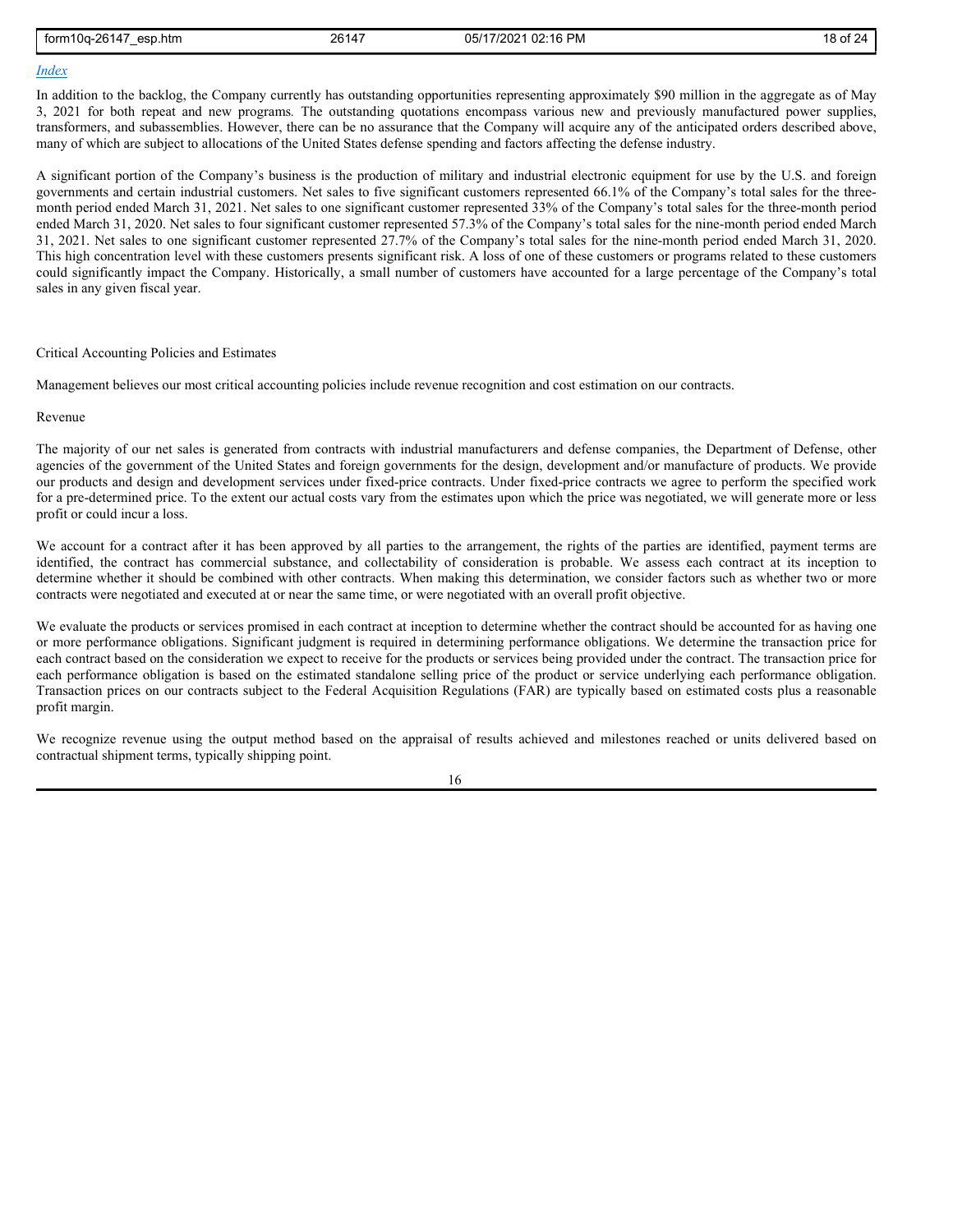[Index](#)

In addition to the backlog, the Company currently has outstanding opportunities representing approximately $90 million in the aggregate as of May 3, 2021 for both repeat and new programs. The outstanding quotations encompass various new and previously manufactured power supplies, transformers, and subassemblies. However, there can be no assurance that the Company will acquire any of the anticipated orders described above, many of which are subject to allocations of the United States defense spending and factors affecting the defense industry.

A significant portion of the Company's business is the production of military and industrial electronic equipment for use by the U.S. and foreign governments and certain industrial customers. Net sales to five significant customers represented 66.1% of the Company's total sales for the three-month period ended March 31, 2021. Net sales to one significant customer represented 33% of the Company's total sales for the three-month period ended March 31, 2020. Net sales to four significant customer represented 57.3% of the Company's total sales for the nine-month period ended March 31, 2021. Net sales to one significant customer represented 27.7% of the Company's total sales for the nine-month period ended March 31, 2020. This high concentration level with these customers presents significant risk. A loss of one of these customers or programs related to these customers could significantly impact the Company. Historically, a small number of customers have accounted for a large percentage of the Company's total sales in any given fiscal year.

Critical Accounting Policies and Estimates

Management believes our most critical accounting policies include revenue recognition and cost estimation on our contracts.

Revenue

The majority of our net sales is generated from contracts with industrial manufacturers and defense companies, the Department of Defense, other agencies of the government of the United States and foreign governments for the design, development and/or manufacture of products. We provide our products and design and development services under fixed-price contracts. Under fixed-price contracts we agree to perform the specified work for a pre-determined price. To the extent our actual costs vary from the estimates upon which the price was negotiated, we will generate more or less profit or could incur a loss.

We account for a contract after it has been approved by all parties to the arrangement, the rights of the parties are identified, payment terms are identified, the contract has commercial substance, and collectability of consideration is probable. We assess each contract at its inception to determine whether it should be combined with other contracts. When making this determination, we consider factors such as whether two or more contracts were negotiated and executed at or near the same time, or were negotiated with an overall profit objective.

We evaluate the products or services promised in each contract at inception to determine whether the contract should be accounted for as having one or more performance obligations. Significant judgment is required in determining performance obligations. We determine the transaction price for each contract based on the consideration we expect to receive for the products or services being provided under the contract. The transaction price for each performance obligation is based on the estimated standalone selling price of the product or service underlying each performance obligation. Transaction prices on our contracts subject to the Federal Acquisition Regulations (FAR) are typically based on estimated costs plus a reasonable profit margin.

We recognize revenue using the output method based on the appraisal of results achieved and milestones reached or units delivered based on contractual shipment terms, typically shipping point.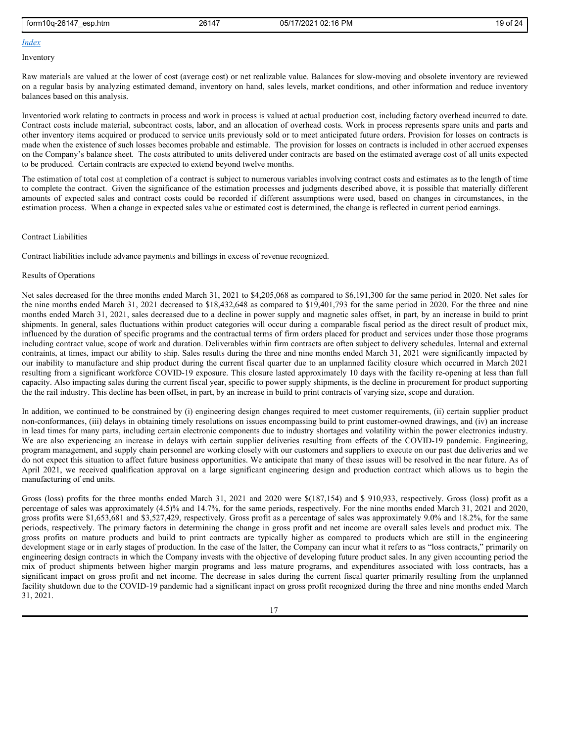[Index](#)

Inventory

Raw materials are valued at the lower of cost (average cost) or net realizable value. Balances for slow-moving and obsolete inventory are reviewed on a regular basis by analyzing estimated demand, inventory on hand, sales levels, market conditions, and other information and reduce inventory balances based on this analysis.

Inventoried work relating to contracts in process and work in process is valued at actual production cost, including factory overhead incurred to date. Contract costs include material, subcontract costs, labor, and an allocation of overhead costs. Work in process represents spare units and parts and other inventory items acquired or produced to service units previously sold or to meet anticipated future orders. Provision for losses on contracts is made when the existence of such losses becomes probable and estimable. The provision for losses on contracts is included in other accrued expenses on the Company's balance sheet. The costs attributed to units delivered under contracts are based on the estimated average cost of all units expected to be produced. Certain contracts are expected to extend beyond twelve months.

The estimation of total cost at completion of a contract is subject to numerous variables involving contract costs and estimates as to the length of time to complete the contract. Given the significance of the estimation processes and judgments described above, it is possible that materially different amounts of expected sales and contract costs could be recorded if different assumptions were used, based on changes in circumstances, in the estimation process. When a change in expected sales value or estimated cost is determined, the change is reflected in current period earnings.

Contract Liabilities

Contract liabilities include advance payments and billings in excess of revenue recognized.

Results of Operations

Net sales decreased for the three months ended March 31, 2021 to $4,205,068 as compared to $6,191,300 for the same period in 2020. Net sales for the nine months ended March 31, 2021 decreased to $18,432,648 as compared to $19,401,793 for the same period in 2020. For the three and nine months ended March 31, 2021, sales decreased due to a decline in power supply and magnetic sales offset, in part, by an increase in build to print shipments. In general, sales fluctuations within product categories will occur during a comparable fiscal period as the direct result of product mix, influenced by the duration of specific programs and the contractual terms of firm orders placed for product and services under those those programs including contract value, scope of work and duration. Deliverables within firm contracts are often subject to delivery schedules. Internal and external contraints, at times, impact our ability to ship. Sales results during the three and nine months ended March 31, 2021 were significantly impacted by our inability to manufacture and ship product during the current fiscal quarter due to an unplanned facility closure which occurred in March 2021 resulting from a significant workforce COVID-19 exposure. This closure lasted approximately 10 days with the facility re-opening at less than full capacity. Also impacting sales during the current fiscal year, specific to power supply shipments, is the decline in procurement for product supporting the the rail industry. This decline has been offset, in part, by an increase in build to print contracts of varying size, scope and duration.

In addition, we continued to be constrained by (i) engineering design changes required to meet customer requirements, (ii) certain supplier product non-conformances, (iii) delays in obtaining timely resolutions on issues encompassing build to print customer-owned drawings, and (iv) an increase in lead times for many parts, including certain electronic components due to industry shortages and volatility within the power electronics industry. We are also experiencing an increase in delays with certain supplier deliveries resulting from effects of the COVID-19 pandemic. Engineering, program management, and supply chain personnel are working closely with our customers and suppliers to execute on our past due deliveries and we do not expect this situation to affect future business opportunities. We anticipate that many of these issues will be resolved in the near future. As of April 2021, we received qualification approval on a large significant engineering design and production contract which allows us to begin the manufacturing of end units.

Gross (loss) profits for the three months ended March 31, 2021 and 2020 were $(187,154) and $ 910,933, respectively. Gross (loss) profit as a percentage of sales was approximately (4.5)% and 14.7%, for the same periods, respectively. For the nine months ended March 31, 2021 and 2020, gross profits were $1,653,681 and $3,527,429, respectively. Gross profit as a percentage of sales was approximately 9.0% and 18.2%, for the same periods, respectively. The primary factors in determining the change in gross profit and net income are overall sales levels and product mix. The gross profits on mature products and build to print contracts are typically higher as compared to products which are still in the engineering development stage or in early stages of production. In the case of the latter, the Company can incur what it refers to as "loss contracts," primarily on engineering design contracts in which the Company invests with the objective of developing future product sales. In any given accounting period the mix of product shipments between higher margin programs and less mature programs, and expenditures associated with loss contracts, has a significant impact on gross profit and net income. The decrease in sales during the current fiscal quarter primarily resulting from the unplanned facility shutdown due to the COVID-19 pandemic had a significant inpact on gross profit recognized during the three and nine months ended March 31, 2021.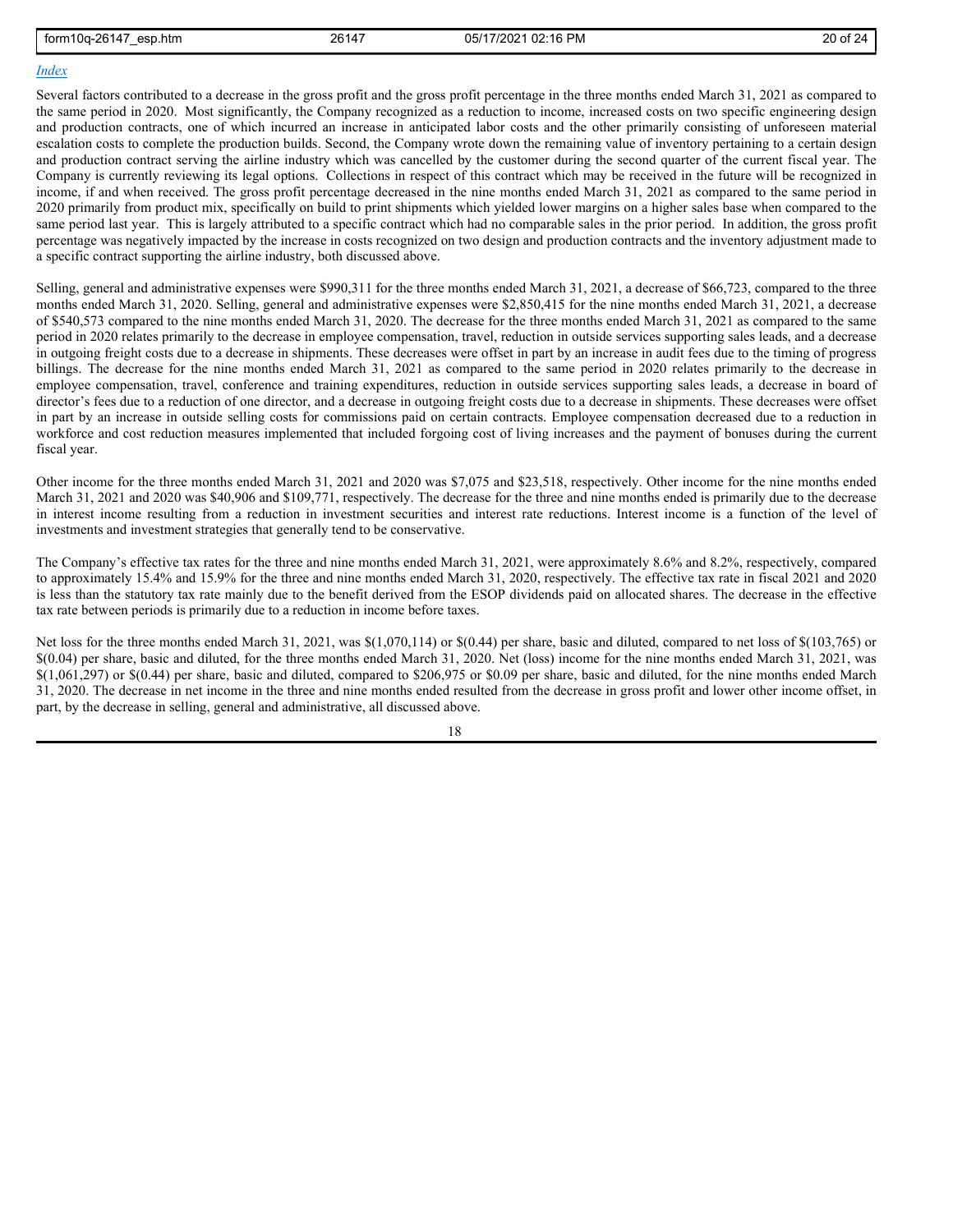[Index](#)

Several factors contributed to a decrease in the gross profit and the gross profit percentage in the three months ended March 31, 2021 as compared to the same period in 2020. Most significantly, the Company recognized as a reduction to income, increased costs on two specific engineering design and production contracts, one of which incurred an increase in anticipated labor costs and the other primarily consisting of unforeseen material escalation costs to complete the production builds. Second, the Company wrote down the remaining value of inventory pertaining to a certain design and production contract serving the airline industry which was cancelled by the customer during the second quarter of the current fiscal year. The Company is currently reviewing its legal options. Collections in respect of this contract which may be received in the future will be recognized in income, if and when received. The gross profit percentage decreased in the nine months ended March 31, 2021 as compared to the same period in 2020 primarily from product mix, specifically on build to print shipments which yielded lower margins on a higher sales base when compared to the same period last year. This is largely attributed to a specific contract which had no comparable sales in the prior period. In addition, the gross profit percentage was negatively impacted by the increase in costs recognized on two design and production contracts and the inventory adjustment made to a specific contract supporting the airline industry, both discussed above.

Selling, general and administrative expenses were $990,311 for the three months ended March 31, 2021, a decrease of $66,723, compared to the three months ended March 31, 2020. Selling, general and administrative expenses were $2,850,415 for the nine months ended March 31, 2021, a decrease of $540,573 compared to the nine months ended March 31, 2020. The decrease for the three months ended March 31, 2021 as compared to the same period in 2020 relates primarily to the decrease in employee compensation, travel, reduction in outside services supporting sales leads, and a decrease in outgoing freight costs due to a decrease in shipments. These decreases were offset in part by an increase in audit fees due to the timing of progress billings. The decrease for the nine months ended March 31, 2021 as compared to the same period in 2020 relates primarily to the decrease in employee compensation, travel, conference and training expenditures, reduction in outside services supporting sales leads, a decrease in board of director's fees due to a reduction of one director, and a decrease in outgoing freight costs due to a decrease in shipments. These decreases were offset in part by an increase in outside selling costs for commissions paid on certain contracts. Employee compensation decreased due to a reduction in workforce and cost reduction measures implemented that included forgoing cost of living increases and the payment of bonuses during the current fiscal year.

Other income for the three months ended March 31, 2021 and 2020 was $7,075 and $23,518, respectively. Other income for the nine months ended March 31, 2021 and 2020 was $40,906 and $109,771, respectively. The decrease for the three and nine months ended is primarily due to the decrease in interest income resulting from a reduction in investment securities and interest rate reductions. Interest income is a function of the level of investments and investment strategies that generally tend to be conservative.

The Company's effective tax rates for the three and nine months ended March 31, 2021, were approximately 8.6% and 8.2%, respectively, compared to approximately 15.4% and 15.9% for the three and nine months ended March 31, 2020, respectively. The effective tax rate in fiscal 2021 and 2020 is less than the statutory tax rate mainly due to the benefit derived from the ESOP dividends paid on allocated shares. The decrease in the effective tax rate between periods is primarily due to a reduction in income before taxes.

Net loss for the three months ended March 31, 2021, was $(1,070,114) or $(0.44) per share, basic and diluted, compared to net loss of $(103,765) or $(0.04) per share, basic and diluted, for the three months ended March 31, 2020. Net (loss) income for the nine months ended March 31, 2021, was $(1,061,297) or $(0.44) per share, basic and diluted, compared to $206,975 or $0.09 per share, basic and diluted, for the nine months ended March 31, 2020. The decrease in net income in the three and nine months ended resulted from the decrease in gross profit and lower other income offset, in part, by the decrease in selling, general and administrative, all discussed above.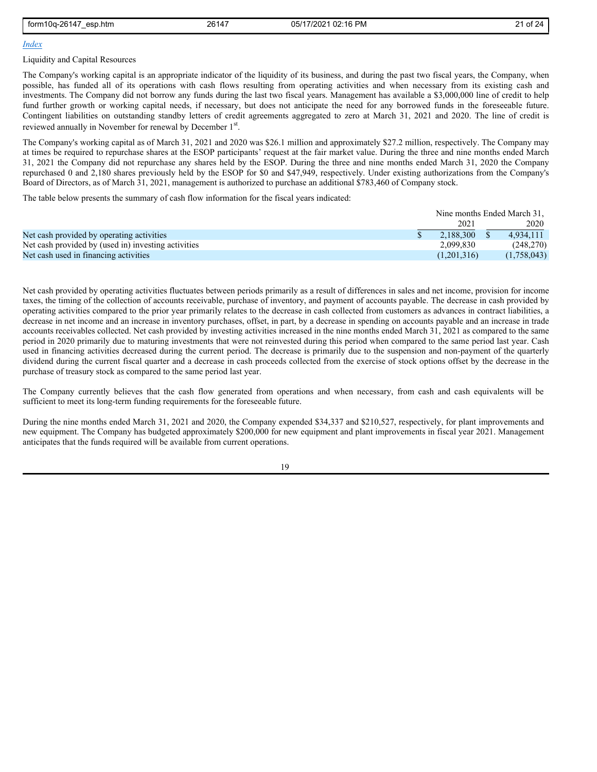[Index](#)

## Liquidity and Capital Resources

The Company's working capital is an appropriate indicator of the liquidity of its business, and during the past two fiscal years, the Company, when possible, has funded all of its operations with cash flows resulting from operating activities and when necessary from its existing cash and investments. The Company did not borrow any funds during the last two fiscal years. Management has available a $3,000,000 line of credit to help fund further growth or working capital needs, if necessary, but does not anticipate the need for any borrowed funds in the foreseeable future. Contingent liabilities on outstanding standby letters of credit agreements aggregated to zero at March 31, 2021 and 2020. The line of credit is reviewed annually in November for renewal by December 1st.

The Company's working capital as of March 31, 2021 and 2020 was $26.1 million and approximately $27.2 million, respectively. The Company may at times be required to repurchase shares at the ESOP participants' request at the fair market value. During the three and nine months ended March 31, 2021 the Company did not repurchase any shares held by the ESOP. During the three and nine months ended March 31, 2020 the Company repurchased 0 and 2,180 shares previously held by the ESOP for $0 and $47,949, respectively. Under existing authorizations from the Company's Board of Directors, as of March 31, 2021, management is authorized to purchase an additional $783,460 of Company stock.

The table below presents the summary of cash flow information for the fiscal years indicated:

| | Nine months Ended March 31, | |
|---|---|---|
| | 2021 | 2020 |
| Net cash provided by operating activities | $ 2,188,300 | $ 4,934,111 |
| Net cash provided by (used in) investing activities | 2,099,830 | (248,270) |
| Net cash used in financing activities | (1,201,316) | (1,758,043) |

Net cash provided by operating activities fluctuates between periods primarily as a result of differences in sales and net income, provision for income taxes, the timing of the collection of accounts receivable, purchase of inventory, and payment of accounts payable. The decrease in cash provided by operating activities compared to the prior year primarily relates to the decrease in cash collected from customers as advances in contract liabilities, a decrease in net income and an increase in inventory purchases, offset, in part, by a decrease in spending on accounts payable and an increase in trade accounts receivables collected. Net cash provided by investing activities increased in the nine months ended March 31, 2021 as compared to the same period in 2020 primarily due to maturing investments that were not reinvested during this period when compared to the same period last year. Cash used in financing activities decreased during the current period. The decrease is primarily due to the suspension and non-payment of the quarterly dividend during the current fiscal quarter and a decrease in cash proceeds collected from the exercise of stock options offset by the decrease in the purchase of treasury stock as compared to the same period last year.

The Company currently believes that the cash flow generated from operations and when necessary, from cash and cash equivalents will be sufficient to meet its long-term funding requirements for the foreseeable future.

During the nine months ended March 31, 2021 and 2020, the Company expended $34,337 and $210,527, respectively, for plant improvements and new equipment. The Company has budgeted approximately $200,000 for new equipment and plant improvements in fiscal year 2021. Management anticipates that the funds required will be available from current operations.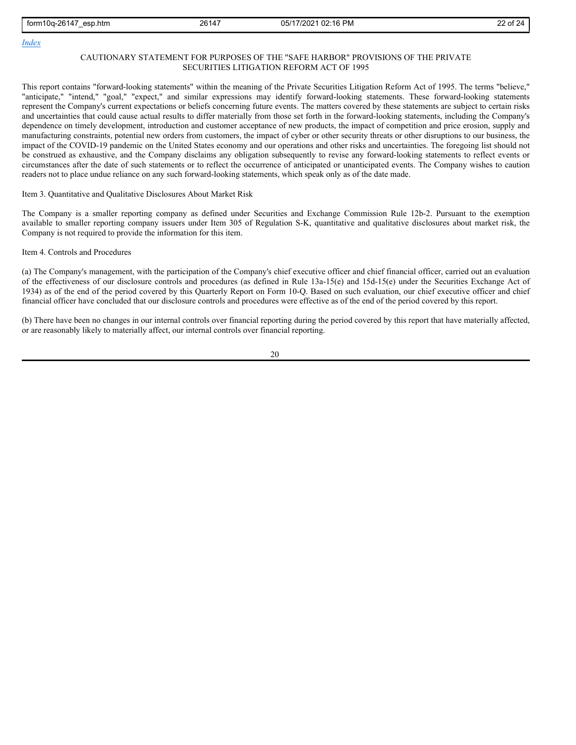[Index](#)

## CAUTIONARY STATEMENT FOR PURPOSES OF THE "SAFE HARBOR" PROVISIONS OF THE PRIVATE SECURITIES LITIGATION REFORM ACT OF 1995

This report contains "forward-looking statements" within the meaning of the Private Securities Litigation Reform Act of 1995. The terms "believe," "anticipate," "intend," "goal," "expect," and similar expressions may identify forward-looking statements. These forward-looking statements represent the Company's current expectations or beliefs concerning future events. The matters covered by these statements are subject to certain risks and uncertainties that could cause actual results to differ materially from those set forth in the forward-looking statements, including the Company's dependence on timely development, introduction and customer acceptance of new products, the impact of competition and price erosion, supply and manufacturing constraints, potential new orders from customers, the impact of cyber or other security threats or other disruptions to our business, the impact of the COVID-19 pandemic on the United States economy and our operations and other risks and uncertainties. The foregoing list should not be construed as exhaustive, and the Company disclaims any obligation subsequently to revise any forward-looking statements to reflect events or circumstances after the date of such statements or to reflect the occurrence of anticipated or unanticipated events. The Company wishes to caution readers not to place undue reliance on any such forward-looking statements, which speak only as of the date made.

Item 3. Quantitative and Qualitative Disclosures About Market Risk

The Company is a smaller reporting company as defined under Securities and Exchange Commission Rule 12b-2. Pursuant to the exemption available to smaller reporting company issuers under Item 305 of Regulation S-K, quantitative and qualitative disclosures about market risk, the Company is not required to provide the information for this item.

Item 4. Controls and Procedures

(a) The Company's management, with the participation of the Company's chief executive officer and chief financial officer, carried out an evaluation of the effectiveness of our disclosure controls and procedures (as defined in Rule 13a-15(e) and 15d-15(e) under the Securities Exchange Act of 1934) as of the end of the period covered by this Quarterly Report on Form 10-Q. Based on such evaluation, our chief executive officer and chief financial officer have concluded that our disclosure controls and procedures were effective as of the end of the period covered by this report.

(b) There have been no changes in our internal controls over financial reporting during the period covered by this report that have materially affected, or are reasonably likely to materially affect, our internal controls over financial reporting.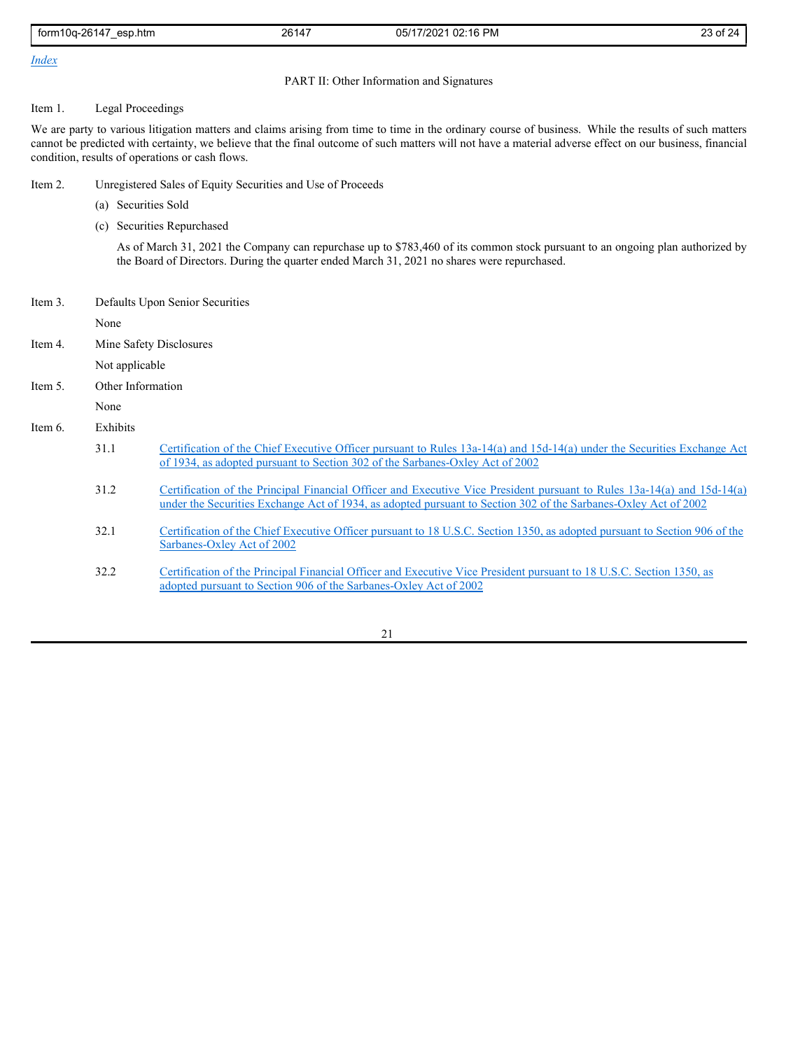[Index](#)

## PART II: Other Information and Signatures

### Item 1. Legal Proceedings

We are party to various litigation matters and claims arising from time to time in the ordinary course of business. While the results of such matters cannot be predicted with certainty, we believe that the final outcome of such matters will not have a material adverse effect on our business, financial condition, results of operations or cash flows.

### Item 2. Unregistered Sales of Equity Securities and Use of Proceeds

(a) Securities Sold

(c) Securities Repurchased

As of March 31, 2021 the Company can repurchase up to $783,460 of its common stock pursuant to an ongoing plan authorized by the Board of Directors. During the quarter ended March 31, 2021 no shares were repurchased.

### Item 3. Defaults Upon Senior Securities

None

### Item 4. Mine Safety Disclosures

Not applicable

### Item 5. Other Information

None

### Item 6. Exhibits

| | |
|---|---|
| 31.1 | Certification of the Chief Executive Officer pursuant to Rules 13a-14(a) and 15d-14(a) under the Securities Exchange Act of 1934, as adopted pursuant to Section 302 of the Sarbanes-Oxley Act of 2002 |
| 31.2 | Certification of the Principal Financial Officer and Executive Vice President pursuant to Rules 13a-14(a) and 15d-14(a) under the Securities Exchange Act of 1934, as adopted pursuant to Section 302 of the Sarbanes-Oxley Act of 2002 |
| 32.1 | Certification of the Chief Executive Officer pursuant to 18 U.S.C. Section 1350, as adopted pursuant to Section 906 of the Sarbanes-Oxley Act of 2002 |
| 32.2 | Certification of the Principal Financial Officer and Executive Vice President pursuant to 18 U.S.C. Section 1350, as adopted pursuant to Section 906 of the Sarbanes-Oxley Act of 2002 |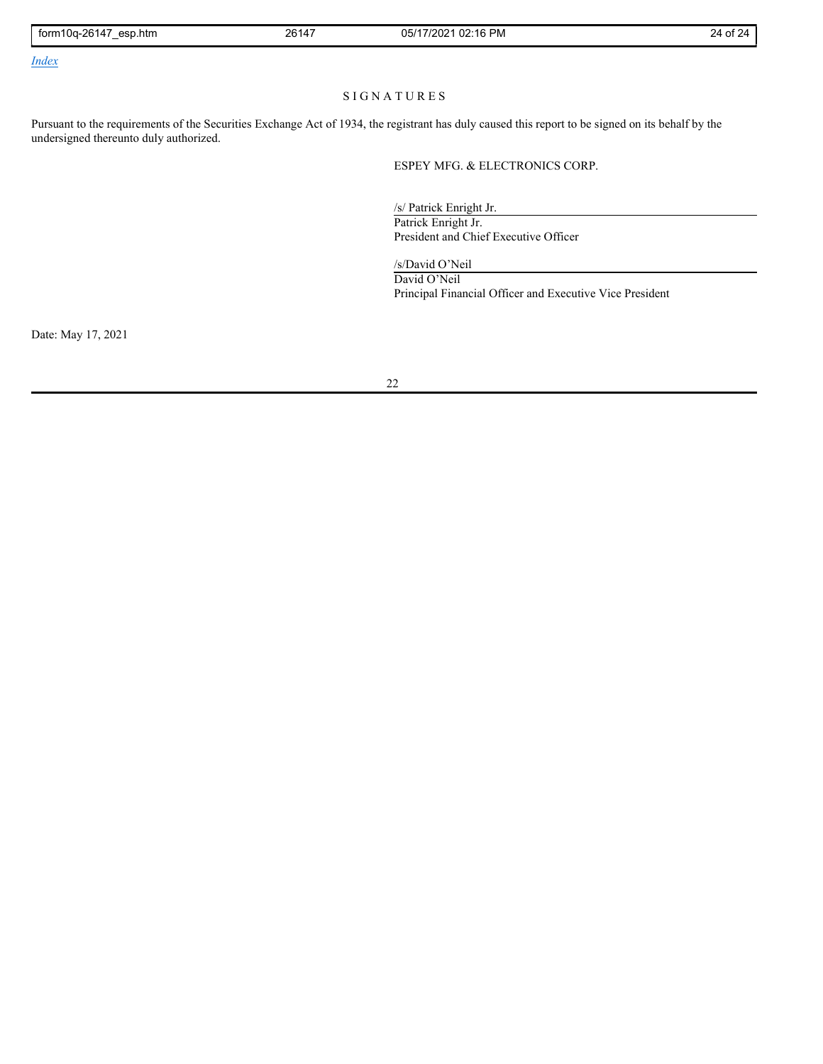[Index](#)

# S I G N A T U R E S

Pursuant to the requirements of the Securities Exchange Act of 1934, the registrant has duly caused this report to be signed on its behalf by the undersigned thereunto duly authorized.

ESPEY MFG. & ELECTRONICS CORP.

/s/ Patrick Enright Jr.
Patrick Enright Jr.
President and Chief Executive Officer

/s/David O'Neil
David O'Neil
Principal Financial Officer and Executive Vice President

Date: May 17, 2021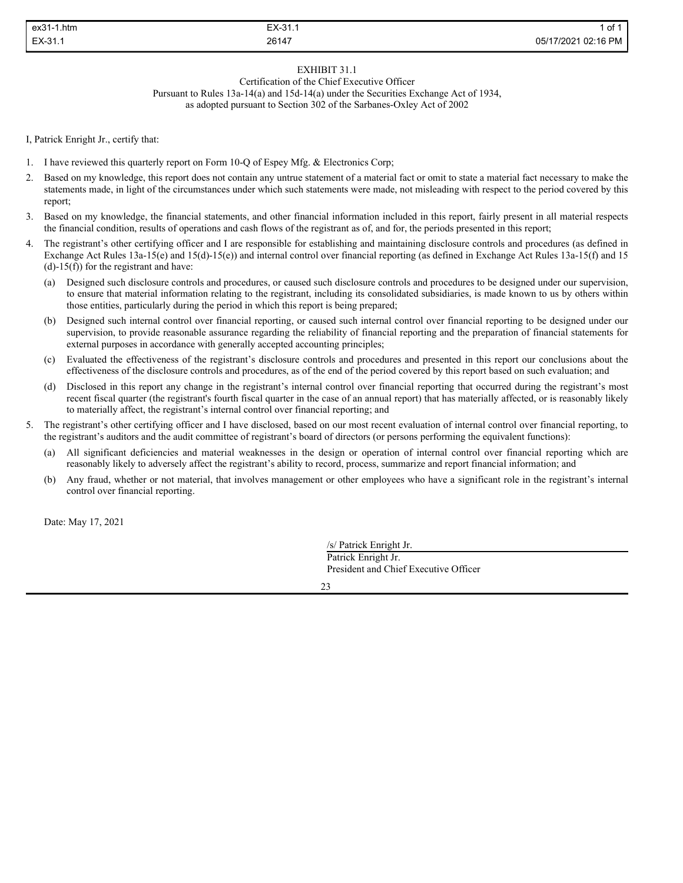EXHIBIT 31.1

Certification of the Chief Executive Officer
Pursuant to Rules 13a-14(a) and 15d-14(a) under the Securities Exchange Act of 1934,
as adopted pursuant to Section 302 of the Sarbanes-Oxley Act of 2002

I, Patrick Enright Jr., certify that:

1. I have reviewed this quarterly report on Form 10-Q of Espey Mfg. & Electronics Corp;
2. Based on my knowledge, this report does not contain any untrue statement of a material fact or omit to state a material fact necessary to make the statements made, in light of the circumstances under which such statements were made, not misleading with respect to the period covered by this report;
3. Based on my knowledge, the financial statements, and other financial information included in this report, fairly present in all material respects the financial condition, results of operations and cash flows of the registrant as of, and for, the periods presented in this report;
4. The registrant's other certifying officer and I are responsible for establishing and maintaining disclosure controls and procedures (as defined in Exchange Act Rules 13a-15(e) and 15(d)-15(e)) and internal control over financial reporting (as defined in Exchange Act Rules 13a-15(f) and 15 (d)-15(f)) for the registrant and have:
   (a) Designed such disclosure controls and procedures, or caused such disclosure controls and procedures to be designed under our supervision, to ensure that material information relating to the registrant, including its consolidated subsidiaries, is made known to us by others within those entities, particularly during the period in which this report is being prepared;
   (b) Designed such internal control over financial reporting, or caused such internal control over financial reporting to be designed under our supervision, to provide reasonable assurance regarding the reliability of financial reporting and the preparation of financial statements for external purposes in accordance with generally accepted accounting principles;
   (c) Evaluated the effectiveness of the registrant's disclosure controls and procedures and presented in this report our conclusions about the effectiveness of the disclosure controls and procedures, as of the end of the period covered by this report based on such evaluation; and
   (d) Disclosed in this report any change in the registrant's internal control over financial reporting that occurred during the registrant's most recent fiscal quarter (the registrant's fourth fiscal quarter in the case of an annual report) that has materially affected, or is reasonably likely to materially affect, the registrant's internal control over financial reporting; and
5. The registrant's other certifying officer and I have disclosed, based on our most recent evaluation of internal control over financial reporting, to the registrant's auditors and the audit committee of registrant's board of directors (or persons performing the equivalent functions):
   (a) All significant deficiencies and material weaknesses in the design or operation of internal control over financial reporting which are reasonably likely to adversely affect the registrant's ability to record, process, summarize and report financial information; and
   (b) Any fraud, whether or not material, that involves management or other employees who have a significant role in the registrant's internal control over financial reporting.

Date: May 17, 2021

/s/ Patrick Enright Jr.
Patrick Enright Jr.
President and Chief Executive Officer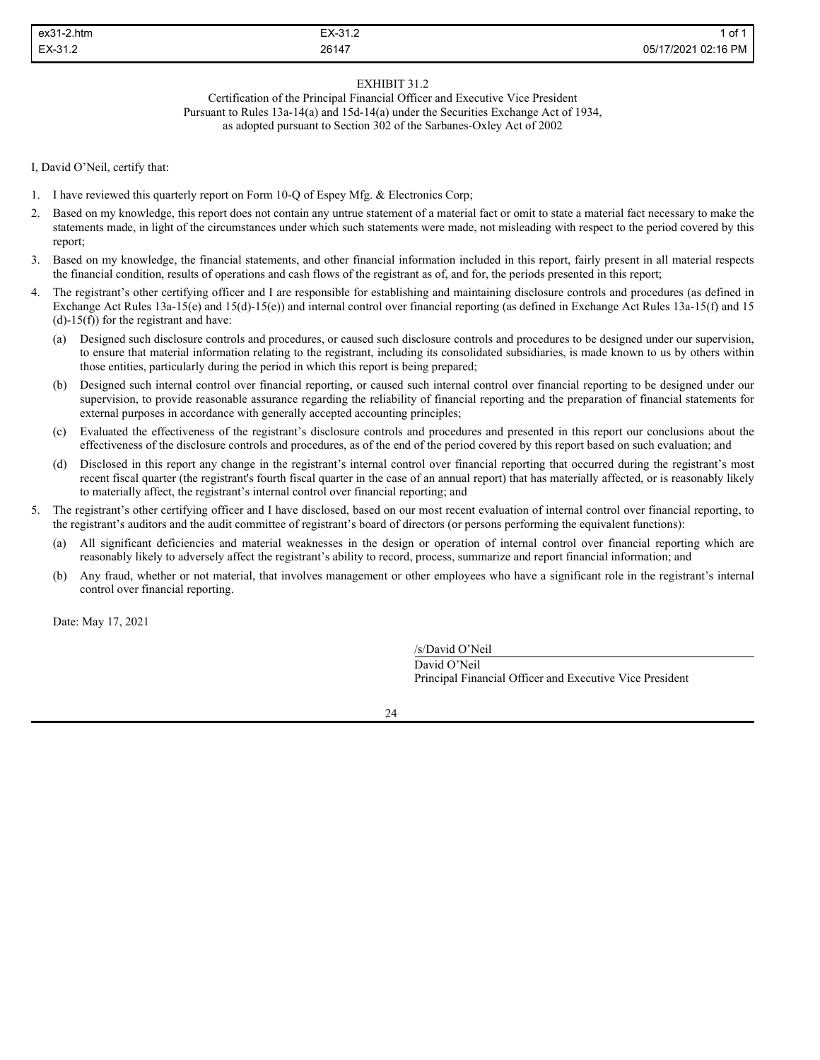EXHIBIT 31.2

Certification of the Principal Financial Officer and Executive Vice President
Pursuant to Rules 13a-14(a) and 15d-14(a) under the Securities Exchange Act of 1934,
as adopted pursuant to Section 302 of the Sarbanes-Oxley Act of 2002

I, David O'Neil, certify that:

1. I have reviewed this quarterly report on Form 10-Q of Espey Mfg. & Electronics Corp;
2. Based on my knowledge, this report does not contain any untrue statement of a material fact or omit to state a material fact necessary to make the statements made, in light of the circumstances under which such statements were made, not misleading with respect to the period covered by this report;
3. Based on my knowledge, the financial statements, and other financial information included in this report, fairly present in all material respects the financial condition, results of operations and cash flows of the registrant as of, and for, the periods presented in this report;
4. The registrant's other certifying officer and I are responsible for establishing and maintaining disclosure controls and procedures (as defined in Exchange Act Rules 13a-15(e) and 15(d)-15(e)) and internal control over financial reporting (as defined in Exchange Act Rules 13a-15(f) and 15 (d)-15(f)) for the registrant and have:
   (a) Designed such disclosure controls and procedures, or caused such disclosure controls and procedures to be designed under our supervision, to ensure that material information relating to the registrant, including its consolidated subsidiaries, is made known to us by others within those entities, particularly during the period in which this report is being prepared;
   (b) Designed such internal control over financial reporting, or caused such internal control over financial reporting to be designed under our supervision, to provide reasonable assurance regarding the reliability of financial reporting and the preparation of financial statements for external purposes in accordance with generally accepted accounting principles;
   (c) Evaluated the effectiveness of the registrant's disclosure controls and procedures and presented in this report our conclusions about the effectiveness of the disclosure controls and procedures, as of the end of the period covered by this report based on such evaluation; and
   (d) Disclosed in this report any change in the registrant's internal control over financial reporting that occurred during the registrant's most recent fiscal quarter (the registrant's fourth fiscal quarter in the case of an annual report) that has materially affected, or is reasonably likely to materially affect, the registrant's internal control over financial reporting; and
5. The registrant's other certifying officer and I have disclosed, based on our most recent evaluation of internal control over financial reporting, to the registrant's auditors and the audit committee of registrant's board of directors (or persons performing the equivalent functions):
   (a) All significant deficiencies and material weaknesses in the design or operation of internal control over financial reporting which are reasonably likely to adversely affect the registrant's ability to record, process, summarize and report financial information; and
   (b) Any fraud, whether or not material, that involves management or other employees who have a significant role in the registrant's internal control over financial reporting.

Date: May 17, 2021

/s/David O'Neil
David O'Neil
Principal Financial Officer and Executive Vice President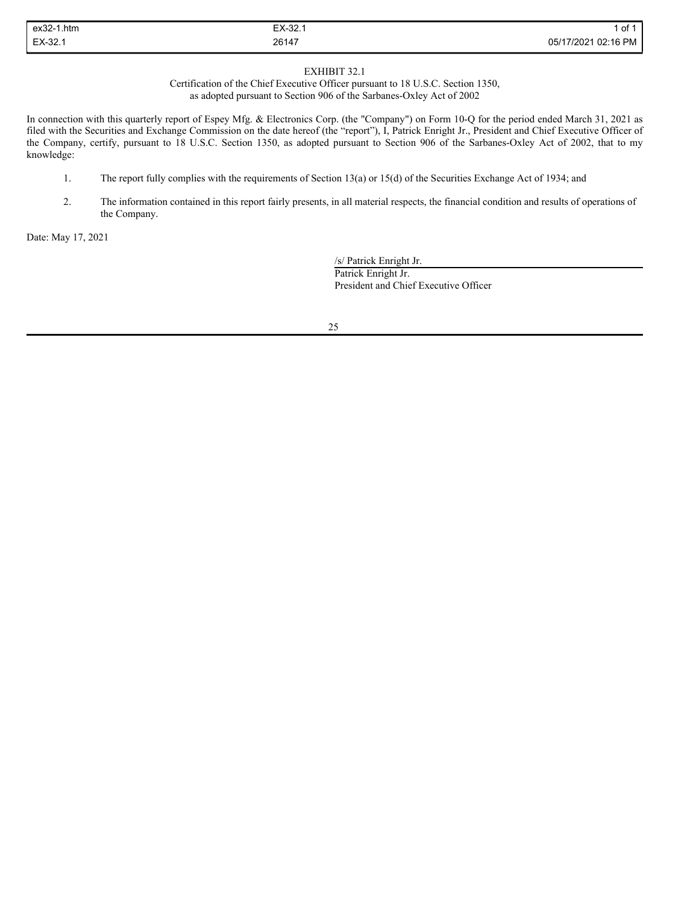EXHIBIT 32.1

Certification of the Chief Executive Officer pursuant to 18 U.S.C. Section 1350,
as adopted pursuant to Section 906 of the Sarbanes-Oxley Act of 2002

In connection with this quarterly report of Espey Mfg. & Electronics Corp. (the "Company") on Form 10-Q for the period ended March 31, 2021 as filed with the Securities and Exchange Commission on the date hereof (the "report"), I, Patrick Enright Jr., President and Chief Executive Officer of the Company, certify, pursuant to 18 U.S.C. Section 1350, as adopted pursuant to Section 906 of the Sarbanes-Oxley Act of 2002, that to my knowledge:

1. The report fully complies with the requirements of Section 13(a) or 15(d) of the Securities Exchange Act of 1934; and

2. The information contained in this report fairly presents, in all material respects, the financial condition and results of operations of the Company.

Date: May 17, 2021

/s/ Patrick Enright Jr.
Patrick Enright Jr.
President and Chief Executive Officer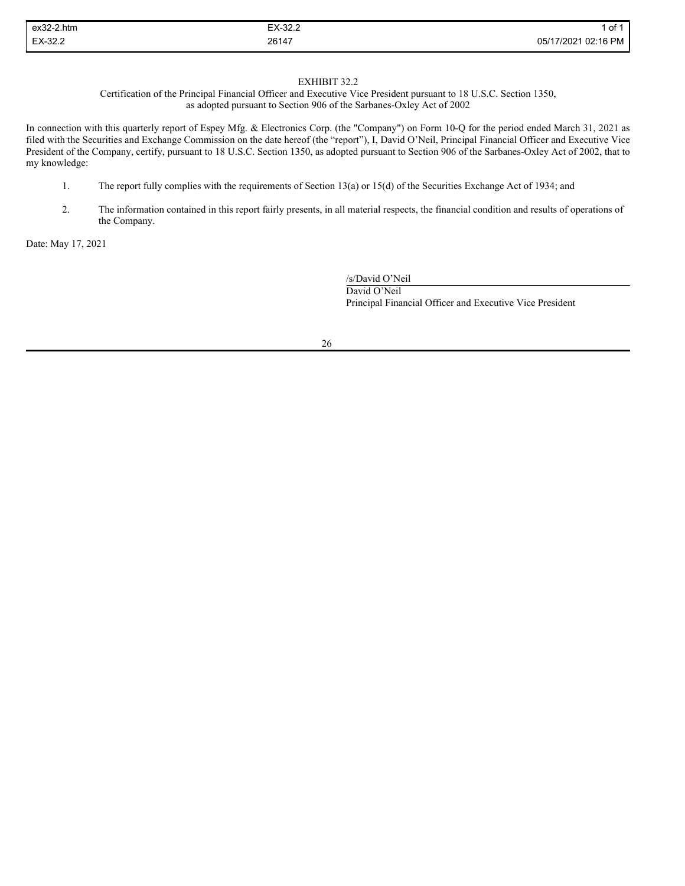EXHIBIT 32.2

Certification of the Principal Financial Officer and Executive Vice President pursuant to 18 U.S.C. Section 1350, as adopted pursuant to Section 906 of the Sarbanes-Oxley Act of 2002

In connection with this quarterly report of Espey Mfg. & Electronics Corp. (the "Company") on Form 10-Q for the period ended March 31, 2021 as filed with the Securities and Exchange Commission on the date hereof (the "report"), I, David O'Neil, Principal Financial Officer and Executive Vice President of the Company, certify, pursuant to 18 U.S.C. Section 1350, as adopted pursuant to Section 906 of the Sarbanes-Oxley Act of 2002, that to my knowledge:

1. The report fully complies with the requirements of Section 13(a) or 15(d) of the Securities Exchange Act of 1934; and

2. The information contained in this report fairly presents, in all material respects, the financial condition and results of operations of the Company.

Date: May 17, 2021

/s/David O'Neil

David O'Neil
Principal Financial Officer and Executive Vice President